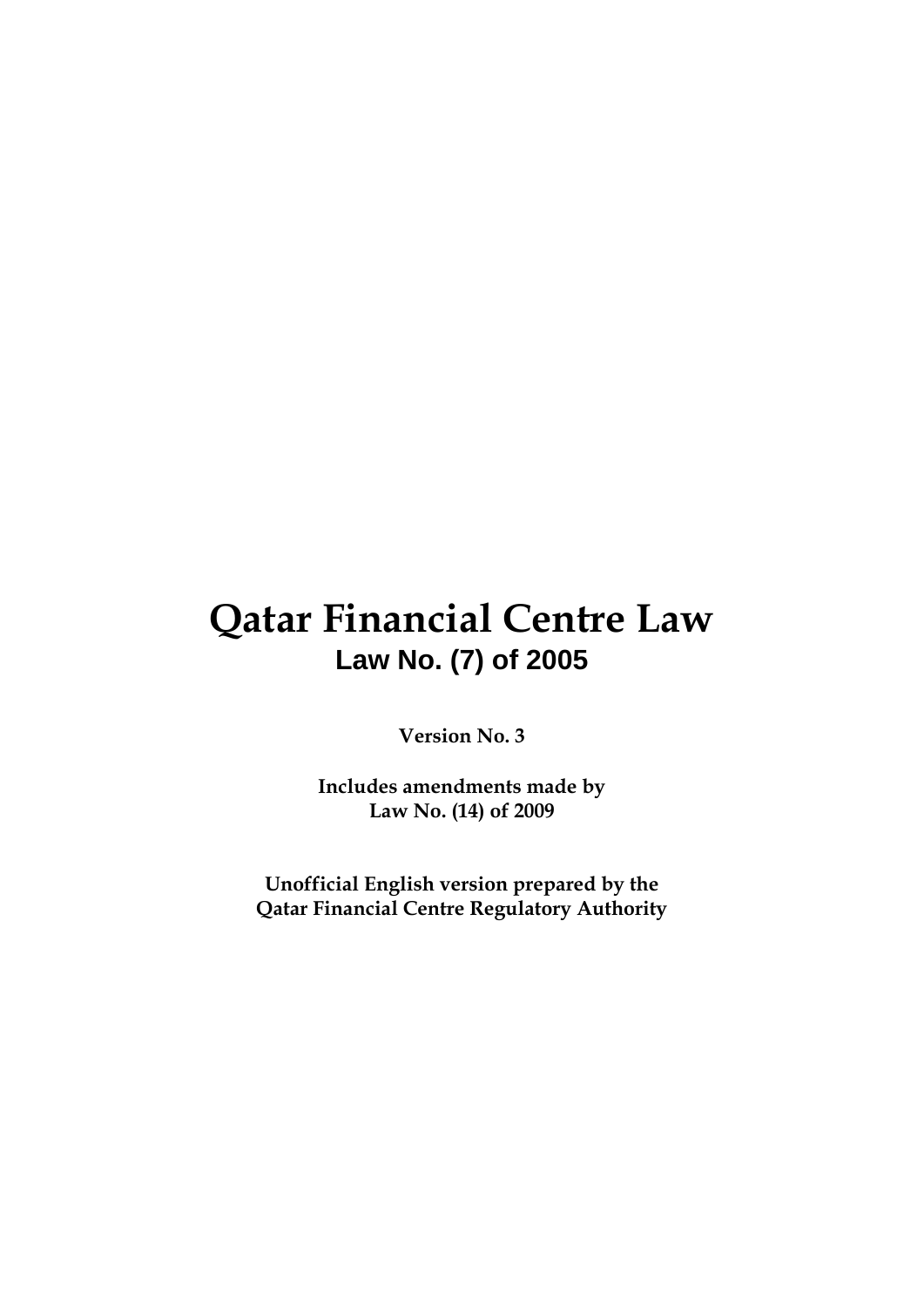# Qatar Financial Centre Law

## Law No. (7) of 2005

**Version No. 3**

**Includes amendments made by**
**Law No. (14) of 2009**

**Unofficial English version prepared by the**
**Qatar Financial Centre Regulatory Authority**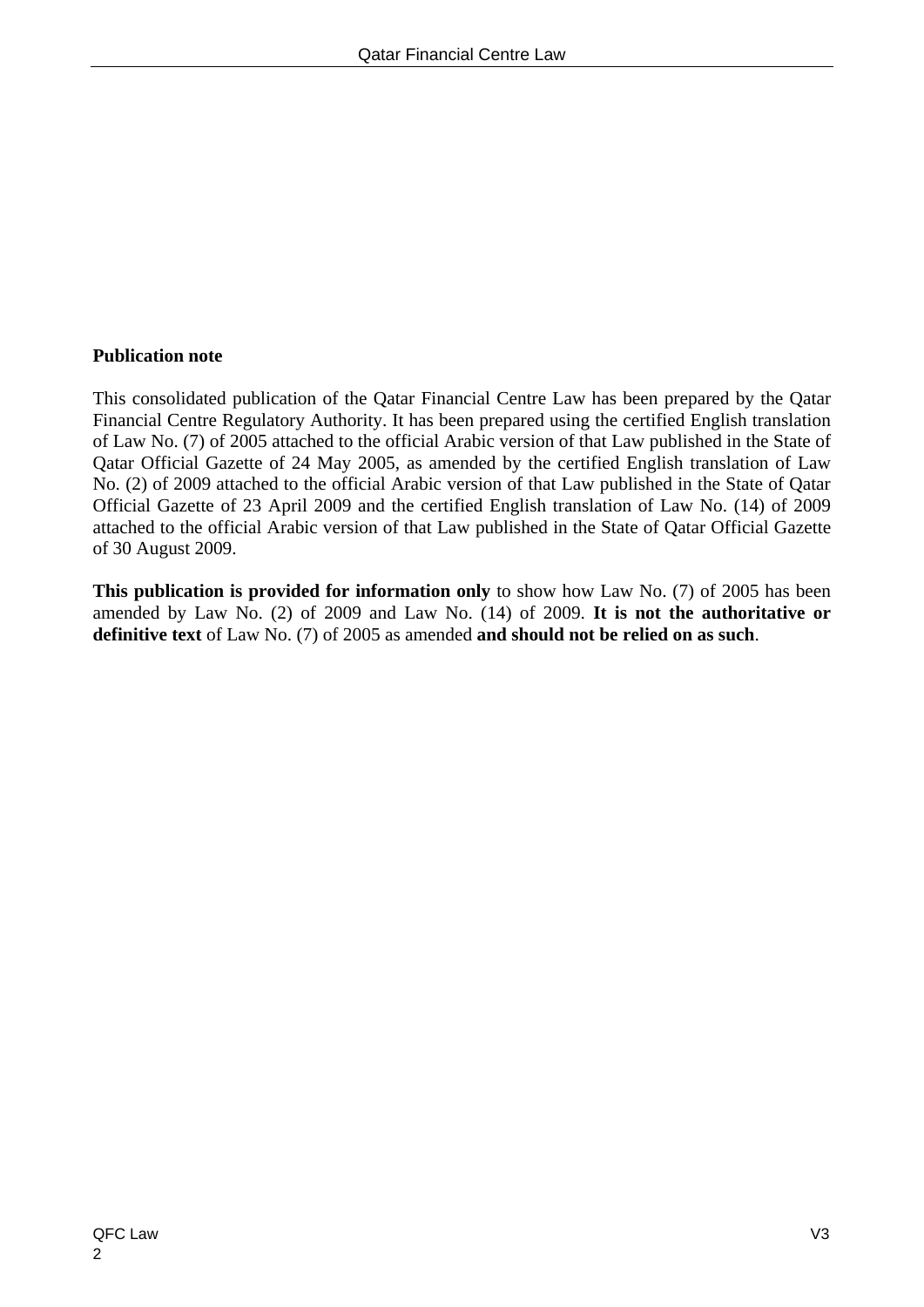**Publication note**

This consolidated publication of the Qatar Financial Centre Law has been prepared by the Qatar Financial Centre Regulatory Authority. It has been prepared using the certified English translation of Law No. (7) of 2005 attached to the official Arabic version of that Law published in the State of Qatar Official Gazette of 24 May 2005, as amended by the certified English translation of Law No. (2) of 2009 attached to the official Arabic version of that Law published in the State of Qatar Official Gazette of 23 April 2009 and the certified English translation of Law No. (14) of 2009 attached to the official Arabic version of that Law published in the State of Qatar Official Gazette of 30 August 2009.

**This publication is provided for information only** to show how Law No. (7) of 2005 has been amended by Law No. (2) of 2009 and Law No. (14) of 2009. **It is not the authoritative or definitive text** of Law No. (7) of 2005 as amended **and should not be relied on as such**.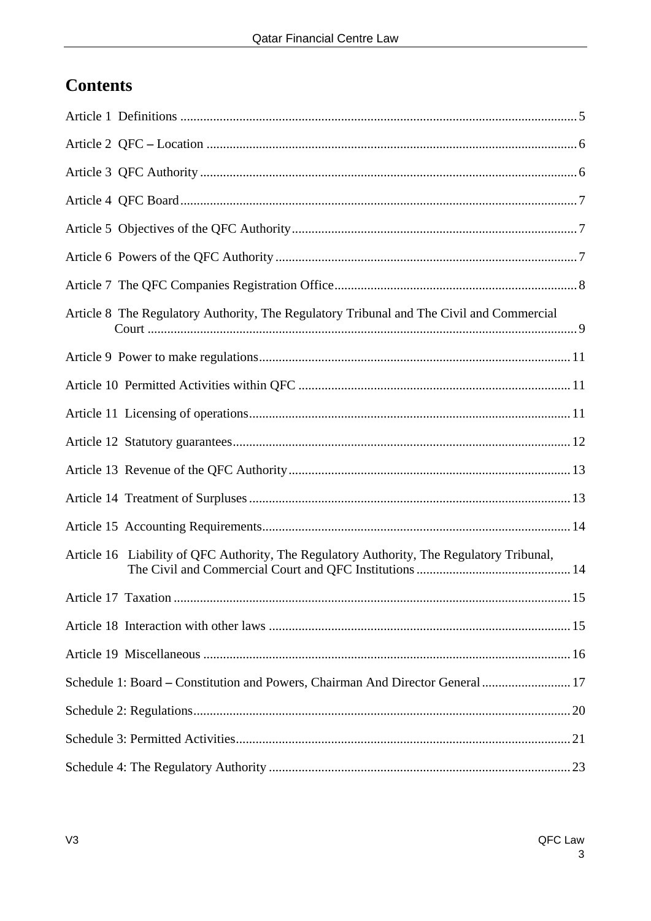## Contents

Article 1 Definitions ..... 5

Article 2 QFC – Location ..... 6

Article 3 QFC Authority ..... 6

Article 4 QFC Board ..... 7

Article 5 Objectives of the QFC Authority ..... 7

Article 6 Powers of the QFC Authority ..... 7

Article 7 The QFC Companies Registration Office ..... 8

Article 8 The Regulatory Authority, The Regulatory Tribunal and The Civil and Commercial Court ..... 9

Article 9 Power to make regulations ..... 11

Article 10 Permitted Activities within QFC ..... 11

Article 11 Licensing of operations ..... 11

Article 12 Statutory guarantees ..... 12

Article 13 Revenue of the QFC Authority ..... 13

Article 14 Treatment of Surpluses ..... 13

Article 15 Accounting Requirements ..... 14

Article 16 Liability of QFC Authority, The Regulatory Authority, The Regulatory Tribunal, The Civil and Commercial Court and QFC Institutions ..... 14

Article 17 Taxation ..... 15

Article 18 Interaction with other laws ..... 15

Article 19 Miscellaneous ..... 16

Schedule 1: Board – Constitution and Powers, Chairman And Director General ..... 17

Schedule 2: Regulations ..... 20

Schedule 3: Permitted Activities ..... 21

Schedule 4: The Regulatory Authority ..... 23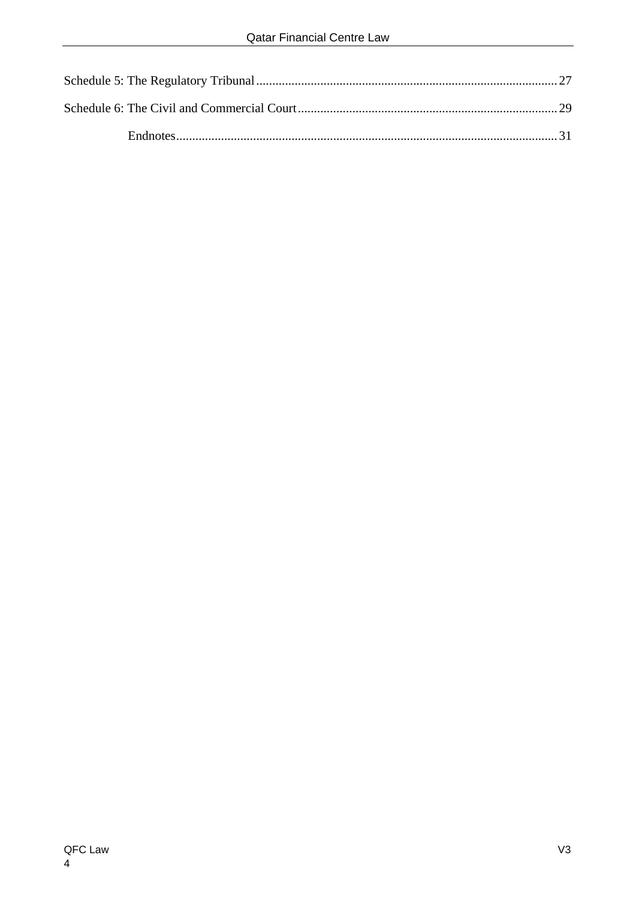Schedule 5: The Regulatory Tribunal ........................................ 27

Schedule 6: The Civil and Commercial Court ........................................ 29

Endnotes ........................................ 31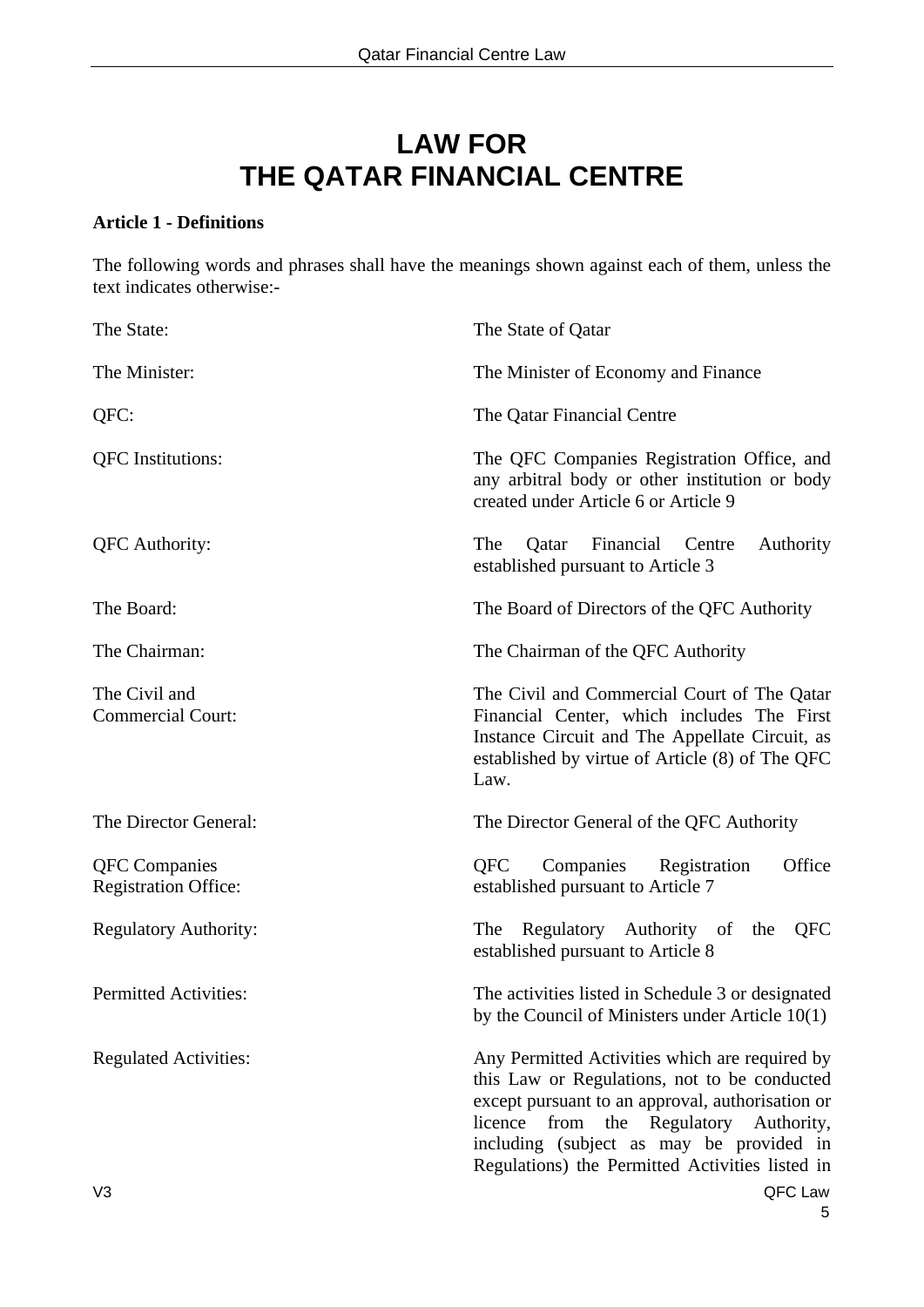# LAW FOR THE QATAR FINANCIAL CENTRE

**Article 1 - Definitions**

The following words and phrases shall have the meanings shown against each of them, unless the text indicates otherwise:-

| | |
|---|---|
| The State: | The State of Qatar |
| The Minister: | The Minister of Economy and Finance |
| QFC: | The Qatar Financial Centre |
| QFC Institutions: | The QFC Companies Registration Office, and any arbitral body or other institution or body created under Article 6 or Article 9 |
| QFC Authority: | The Qatar Financial Centre Authority established pursuant to Article 3 |
| The Board: | The Board of Directors of the QFC Authority |
| The Chairman: | The Chairman of the QFC Authority |
| The Civil and Commercial Court: | The Civil and Commercial Court of The Qatar Financial Center, which includes The First Instance Circuit and The Appellate Circuit, as established by virtue of Article (8) of The QFC Law. |
| The Director General: | The Director General of the QFC Authority |
| QFC Companies Registration Office: | QFC Companies Registration Office established pursuant to Article 7 |
| Regulatory Authority: | The Regulatory Authority of the QFC established pursuant to Article 8 |
| Permitted Activities: | The activities listed in Schedule 3 or designated by the Council of Ministers under Article 10(1) |
| Regulated Activities: | Any Permitted Activities which are required by this Law or Regulations, not to be conducted except pursuant to an approval, authorisation or licence from the Regulatory Authority, including (subject as may be provided in Regulations) the Permitted Activities listed in |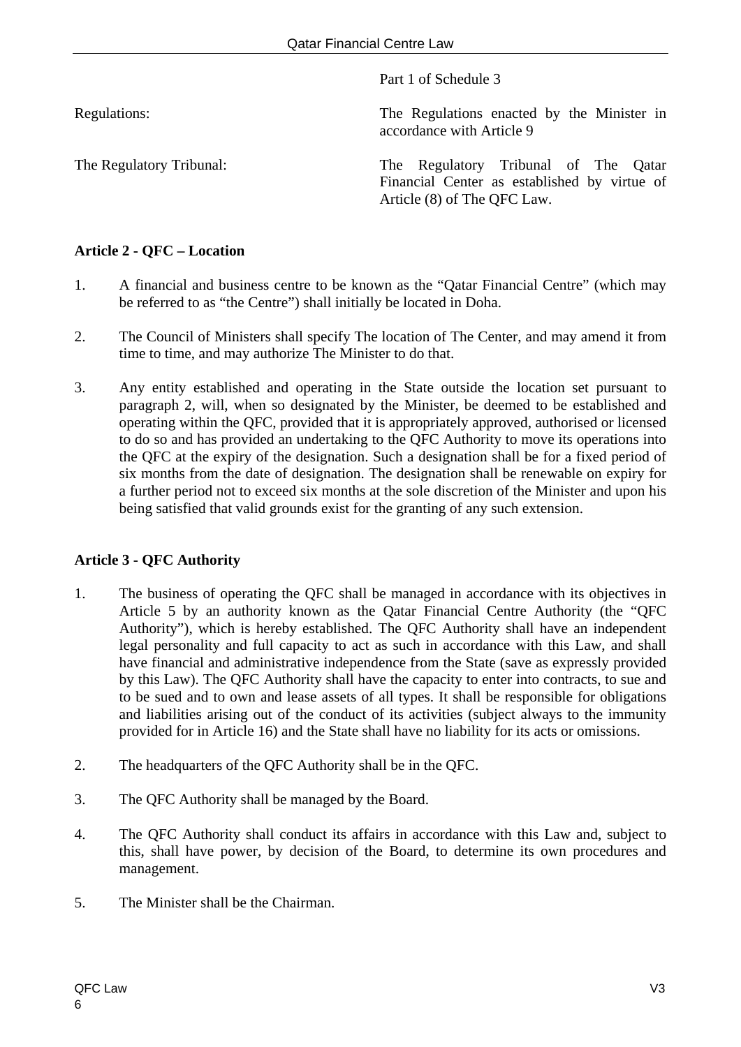| | |
|---|---|
| | Part 1 of Schedule 3 |
| Regulations: | The Regulations enacted by the Minister in accordance with Article 9 |
| The Regulatory Tribunal: | The Regulatory Tribunal of The Qatar Financial Center as established by virtue of Article (8) of The QFC Law. |

**Article 2 - QFC – Location**

1. A financial and business centre to be known as the "Qatar Financial Centre" (which may be referred to as "the Centre") shall initially be located in Doha.

2. The Council of Ministers shall specify The location of The Center, and may amend it from time to time, and may authorize The Minister to do that.

3. Any entity established and operating in the State outside the location set pursuant to paragraph 2, will, when so designated by the Minister, be deemed to be established and operating within the QFC, provided that it is appropriately approved, authorised or licensed to do so and has provided an undertaking to the QFC Authority to move its operations into the QFC at the expiry of the designation. Such a designation shall be for a fixed period of six months from the date of designation. The designation shall be renewable on expiry for a further period not to exceed six months at the sole discretion of the Minister and upon his being satisfied that valid grounds exist for the granting of any such extension.

**Article 3 - QFC Authority**

1. The business of operating the QFC shall be managed in accordance with its objectives in Article 5 by an authority known as the Qatar Financial Centre Authority (the "QFC Authority"), which is hereby established. The QFC Authority shall have an independent legal personality and full capacity to act as such in accordance with this Law, and shall have financial and administrative independence from the State (save as expressly provided by this Law). The QFC Authority shall have the capacity to enter into contracts, to sue and to be sued and to own and lease assets of all types. It shall be responsible for obligations and liabilities arising out of the conduct of its activities (subject always to the immunity provided for in Article 16) and the State shall have no liability for its acts or omissions.

2. The headquarters of the QFC Authority shall be in the QFC.

3. The QFC Authority shall be managed by the Board.

4. The QFC Authority shall conduct its affairs in accordance with this Law and, subject to this, shall have power, by decision of the Board, to determine its own procedures and management.

5. The Minister shall be the Chairman.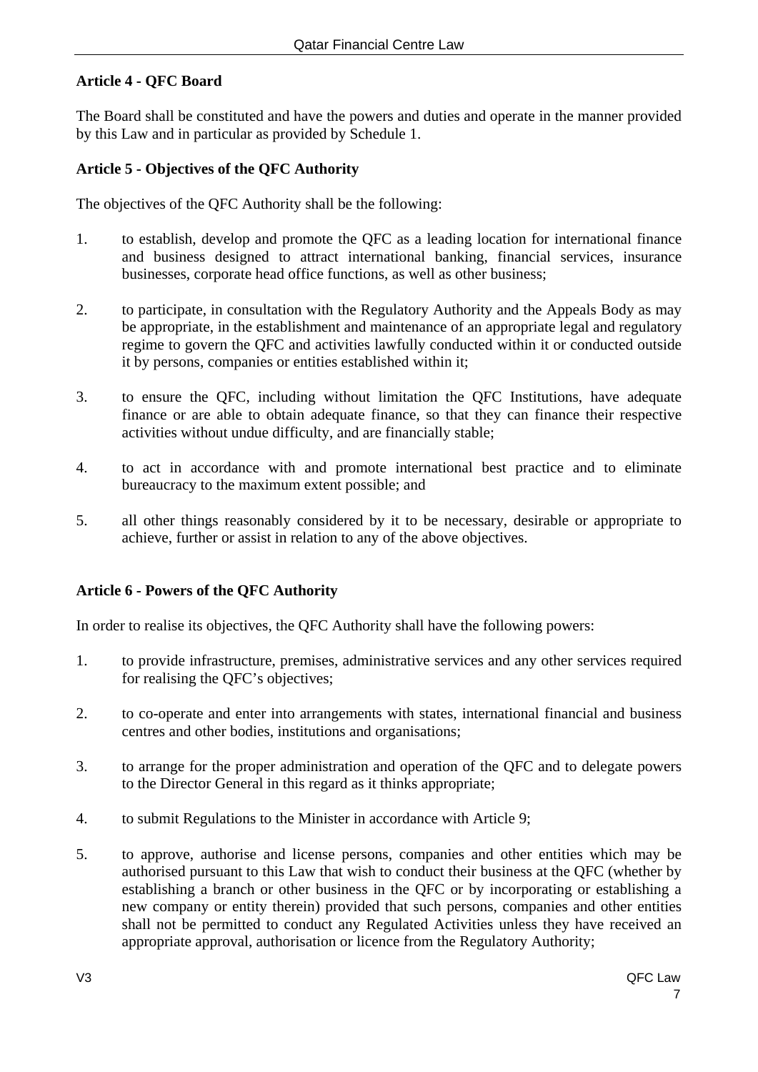**Article 4 - QFC Board**

The Board shall be constituted and have the powers and duties and operate in the manner provided by this Law and in particular as provided by Schedule 1.

**Article 5 - Objectives of the QFC Authority**

The objectives of the QFC Authority shall be the following:

1. to establish, develop and promote the QFC as a leading location for international finance and business designed to attract international banking, financial services, insurance businesses, corporate head office functions, as well as other business;

2. to participate, in consultation with the Regulatory Authority and the Appeals Body as may be appropriate, in the establishment and maintenance of an appropriate legal and regulatory regime to govern the QFC and activities lawfully conducted within it or conducted outside it by persons, companies or entities established within it;

3. to ensure the QFC, including without limitation the QFC Institutions, have adequate finance or are able to obtain adequate finance, so that they can finance their respective activities without undue difficulty, and are financially stable;

4. to act in accordance with and promote international best practice and to eliminate bureaucracy to the maximum extent possible; and

5. all other things reasonably considered by it to be necessary, desirable or appropriate to achieve, further or assist in relation to any of the above objectives.

**Article 6 - Powers of the QFC Authority**

In order to realise its objectives, the QFC Authority shall have the following powers:

1. to provide infrastructure, premises, administrative services and any other services required for realising the QFC's objectives;

2. to co-operate and enter into arrangements with states, international financial and business centres and other bodies, institutions and organisations;

3. to arrange for the proper administration and operation of the QFC and to delegate powers to the Director General in this regard as it thinks appropriate;

4. to submit Regulations to the Minister in accordance with Article 9;

5. to approve, authorise and license persons, companies and other entities which may be authorised pursuant to this Law that wish to conduct their business at the QFC (whether by establishing a branch or other business in the QFC or by incorporating or establishing a new company or entity therein) provided that such persons, companies and other entities shall not be permitted to conduct any Regulated Activities unless they have received an appropriate approval, authorisation or licence from the Regulatory Authority;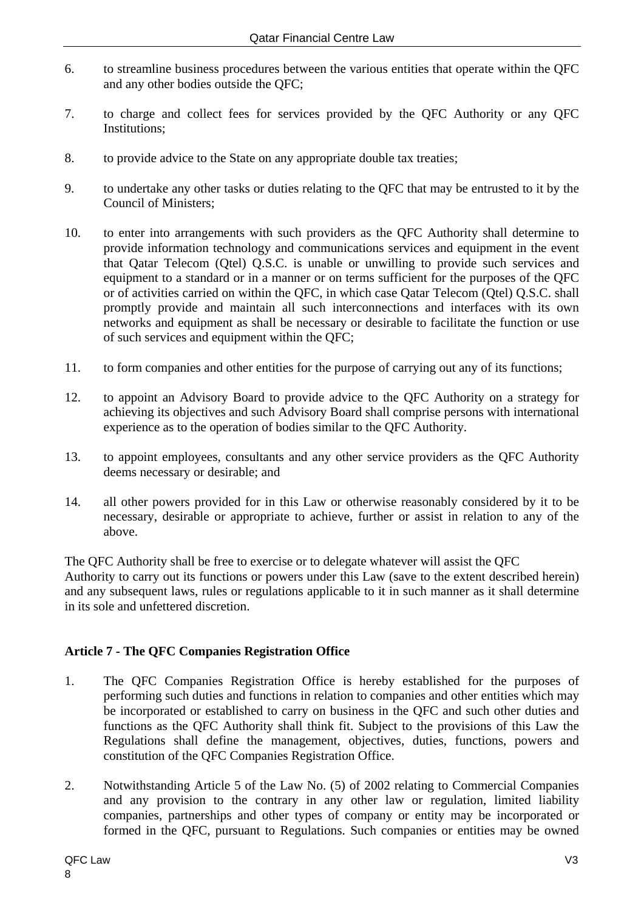6. to streamline business procedures between the various entities that operate within the QFC and any other bodies outside the QFC;

7. to charge and collect fees for services provided by the QFC Authority or any QFC Institutions;

8. to provide advice to the State on any appropriate double tax treaties;

9. to undertake any other tasks or duties relating to the QFC that may be entrusted to it by the Council of Ministers;

10. to enter into arrangements with such providers as the QFC Authority shall determine to provide information technology and communications services and equipment in the event that Qatar Telecom (Qtel) Q.S.C. is unable or unwilling to provide such services and equipment to a standard or in a manner or on terms sufficient for the purposes of the QFC or of activities carried on within the QFC, in which case Qatar Telecom (Qtel) Q.S.C. shall promptly provide and maintain all such interconnections and interfaces with its own networks and equipment as shall be necessary or desirable to facilitate the function or use of such services and equipment within the QFC;

11. to form companies and other entities for the purpose of carrying out any of its functions;

12. to appoint an Advisory Board to provide advice to the QFC Authority on a strategy for achieving its objectives and such Advisory Board shall comprise persons with international experience as to the operation of bodies similar to the QFC Authority.

13. to appoint employees, consultants and any other service providers as the QFC Authority deems necessary or desirable; and

14. all other powers provided for in this Law or otherwise reasonably considered by it to be necessary, desirable or appropriate to achieve, further or assist in relation to any of the above.

The QFC Authority shall be free to exercise or to delegate whatever will assist the QFC Authority to carry out its functions or powers under this Law (save to the extent described herein) and any subsequent laws, rules or regulations applicable to it in such manner as it shall determine in its sole and unfettered discretion.

**Article 7 - The QFC Companies Registration Office**

1. The QFC Companies Registration Office is hereby established for the purposes of performing such duties and functions in relation to companies and other entities which may be incorporated or established to carry on business in the QFC and such other duties and functions as the QFC Authority shall think fit. Subject to the provisions of this Law the Regulations shall define the management, objectives, duties, functions, powers and constitution of the QFC Companies Registration Office.

2. Notwithstanding Article 5 of the Law No. (5) of 2002 relating to Commercial Companies and any provision to the contrary in any other law or regulation, limited liability companies, partnerships and other types of company or entity may be incorporated or formed in the QFC, pursuant to Regulations. Such companies or entities may be owned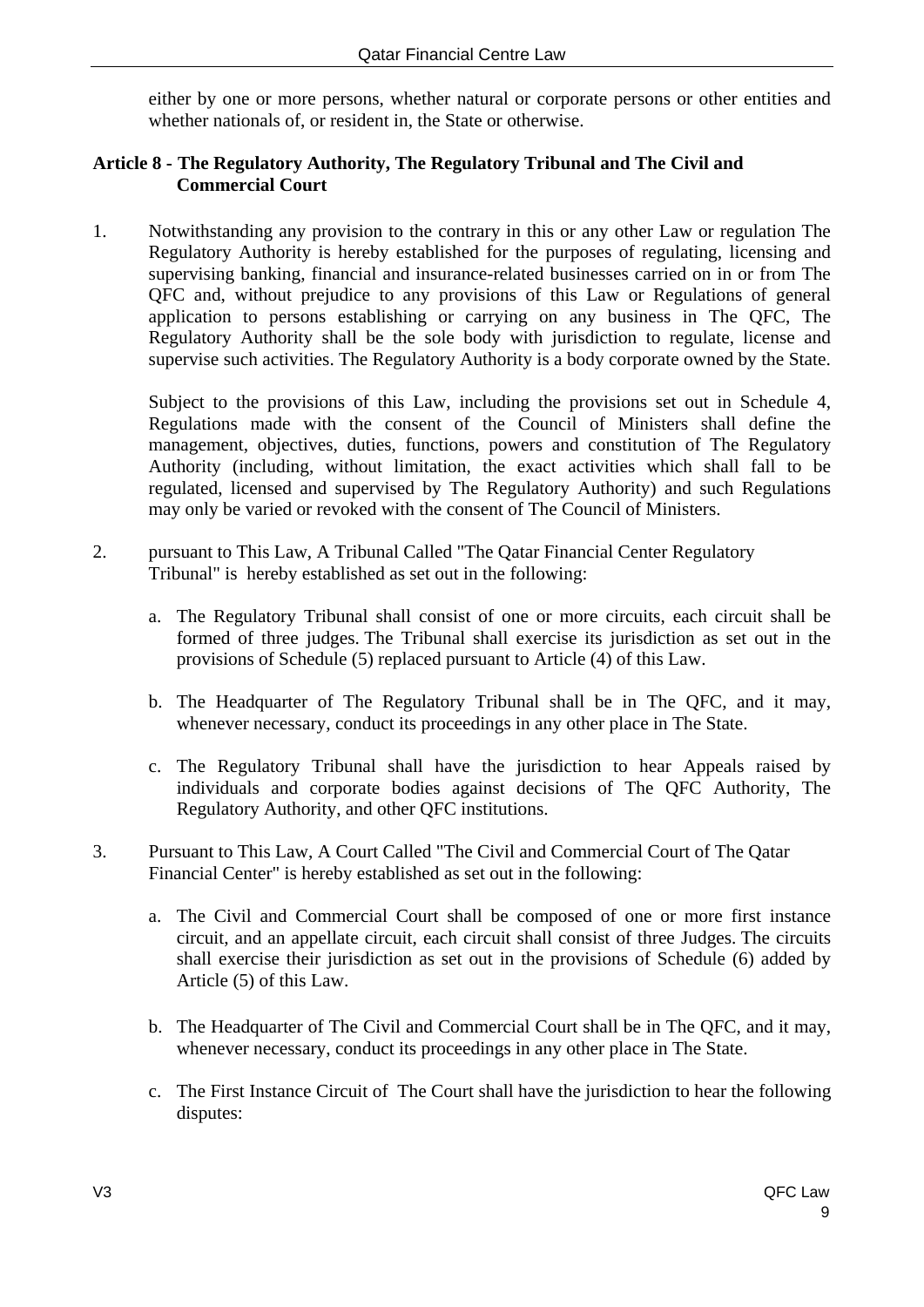either by one or more persons, whether natural or corporate persons or other entities and whether nationals of, or resident in, the State or otherwise.

**Article 8 - The Regulatory Authority, The Regulatory Tribunal and The Civil and Commercial Court**

1. Notwithstanding any provision to the contrary in this or any other Law or regulation The Regulatory Authority is hereby established for the purposes of regulating, licensing and supervising banking, financial and insurance-related businesses carried on in or from The QFC and, without prejudice to any provisions of this Law or Regulations of general application to persons establishing or carrying on any business in The QFC, The Regulatory Authority shall be the sole body with jurisdiction to regulate, license and supervise such activities. The Regulatory Authority is a body corporate owned by the State.

   Subject to the provisions of this Law, including the provisions set out in Schedule 4, Regulations made with the consent of the Council of Ministers shall define the management, objectives, duties, functions, powers and constitution of The Regulatory Authority (including, without limitation, the exact activities which shall fall to be regulated, licensed and supervised by The Regulatory Authority) and such Regulations may only be varied or revoked with the consent of The Council of Ministers.

2. pursuant to This Law, A Tribunal Called "The Qatar Financial Center Regulatory Tribunal" is hereby established as set out in the following:

   a. The Regulatory Tribunal shall consist of one or more circuits, each circuit shall be formed of three judges. The Tribunal shall exercise its jurisdiction as set out in the provisions of Schedule (5) replaced pursuant to Article (4) of this Law.

   b. The Headquarter of The Regulatory Tribunal shall be in The QFC, and it may, whenever necessary, conduct its proceedings in any other place in The State.

   c. The Regulatory Tribunal shall have the jurisdiction to hear Appeals raised by individuals and corporate bodies against decisions of The QFC Authority, The Regulatory Authority, and other QFC institutions.

3. Pursuant to This Law, A Court Called "The Civil and Commercial Court of The Qatar Financial Center" is hereby established as set out in the following:

   a. The Civil and Commercial Court shall be composed of one or more first instance circuit, and an appellate circuit, each circuit shall consist of three Judges. The circuits shall exercise their jurisdiction as set out in the provisions of Schedule (6) added by Article (5) of this Law.

   b. The Headquarter of The Civil and Commercial Court shall be in The QFC, and it may, whenever necessary, conduct its proceedings in any other place in The State.

   c. The First Instance Circuit of The Court shall have the jurisdiction to hear the following disputes: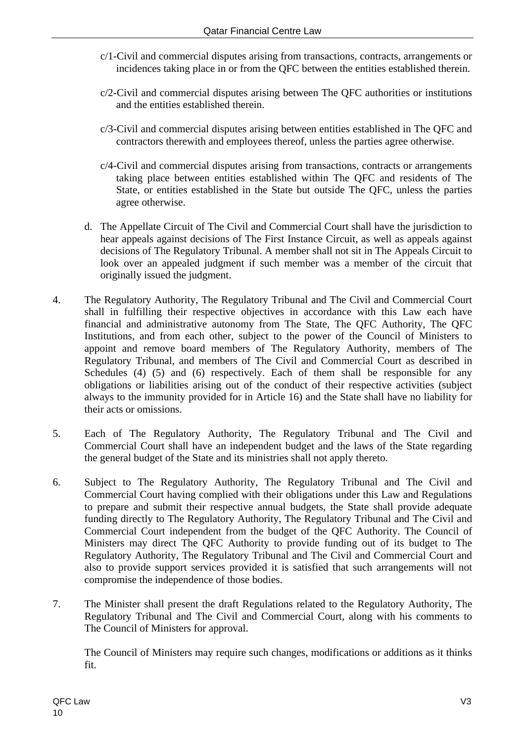c/1-Civil and commercial disputes arising from transactions, contracts, arrangements or incidences taking place in or from the QFC between the entities established therein.

c/2-Civil and commercial disputes arising between The QFC authorities or institutions and the entities established therein.

c/3-Civil and commercial disputes arising between entities established in The QFC and contractors therewith and employees thereof, unless the parties agree otherwise.

c/4-Civil and commercial disputes arising from transactions, contracts or arrangements taking place between entities established within The QFC and residents of The State, or entities established in the State but outside The QFC, unless the parties agree otherwise.

d. The Appellate Circuit of The Civil and Commercial Court shall have the jurisdiction to hear appeals against decisions of The First Instance Circuit, as well as appeals against decisions of The Regulatory Tribunal. A member shall not sit in The Appeals Circuit to look over an appealed judgment if such member was a member of the circuit that originally issued the judgment.

4. The Regulatory Authority, The Regulatory Tribunal and The Civil and Commercial Court shall in fulfilling their respective objectives in accordance with this Law each have financial and administrative autonomy from The State, The QFC Authority, The QFC Institutions, and from each other, subject to the power of the Council of Ministers to appoint and remove board members of The Regulatory Authority, members of The Regulatory Tribunal, and members of The Civil and Commercial Court as described in Schedules (4) (5) and (6) respectively. Each of them shall be responsible for any obligations or liabilities arising out of the conduct of their respective activities (subject always to the immunity provided for in Article 16) and the State shall have no liability for their acts or omissions.

5. Each of The Regulatory Authority, The Regulatory Tribunal and The Civil and Commercial Court shall have an independent budget and the laws of the State regarding the general budget of the State and its ministries shall not apply thereto.

6. Subject to The Regulatory Authority, The Regulatory Tribunal and The Civil and Commercial Court having complied with their obligations under this Law and Regulations to prepare and submit their respective annual budgets, the State shall provide adequate funding directly to The Regulatory Authority, The Regulatory Tribunal and The Civil and Commercial Court independent from the budget of the QFC Authority. The Council of Ministers may direct The QFC Authority to provide funding out of its budget to The Regulatory Authority, The Regulatory Tribunal and The Civil and Commercial Court and also to provide support services provided it is satisfied that such arrangements will not compromise the independence of those bodies.

7. The Minister shall present the draft Regulations related to the Regulatory Authority, The Regulatory Tribunal and The Civil and Commercial Court, along with his comments to The Council of Ministers for approval.

   The Council of Ministers may require such changes, modifications or additions as it thinks fit.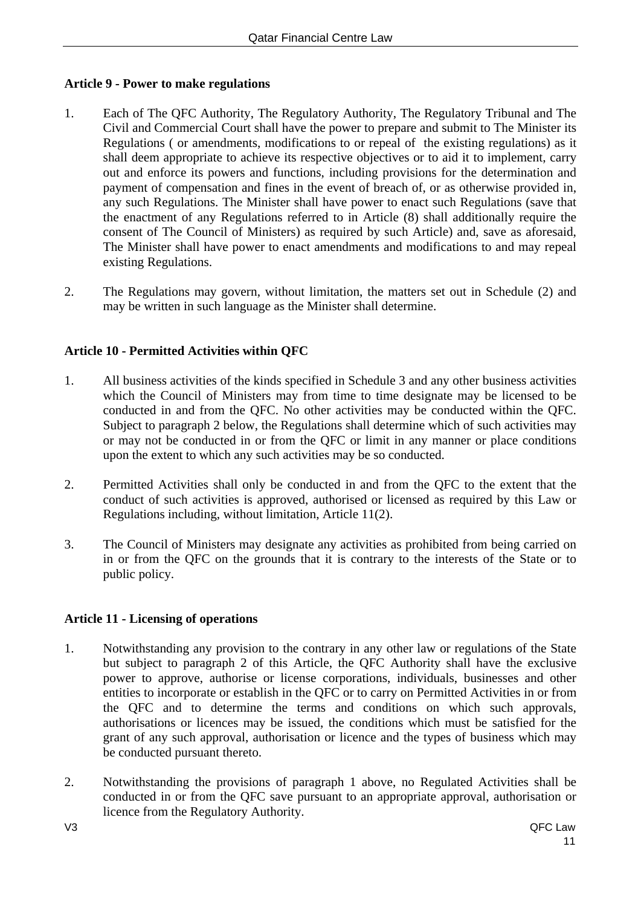### Article 9 - Power to make regulations

1. Each of The QFC Authority, The Regulatory Authority, The Regulatory Tribunal and The Civil and Commercial Court shall have the power to prepare and submit to The Minister its Regulations ( or amendments, modifications to or repeal of the existing regulations) as it shall deem appropriate to achieve its respective objectives or to aid it to implement, carry out and enforce its powers and functions, including provisions for the determination and payment of compensation and fines in the event of breach of, or as otherwise provided in, any such Regulations. The Minister shall have power to enact such Regulations (save that the enactment of any Regulations referred to in Article (8) shall additionally require the consent of The Council of Ministers) as required by such Article) and, save as aforesaid, The Minister shall have power to enact amendments and modifications to and may repeal existing Regulations.

2. The Regulations may govern, without limitation, the matters set out in Schedule (2) and may be written in such language as the Minister shall determine.

### Article 10 - Permitted Activities within QFC

1. All business activities of the kinds specified in Schedule 3 and any other business activities which the Council of Ministers may from time to time designate may be licensed to be conducted in and from the QFC. No other activities may be conducted within the QFC. Subject to paragraph 2 below, the Regulations shall determine which of such activities may or may not be conducted in or from the QFC or limit in any manner or place conditions upon the extent to which any such activities may be so conducted.

2. Permitted Activities shall only be conducted in and from the QFC to the extent that the conduct of such activities is approved, authorised or licensed as required by this Law or Regulations including, without limitation, Article 11(2).

3. The Council of Ministers may designate any activities as prohibited from being carried on in or from the QFC on the grounds that it is contrary to the interests of the State or to public policy.

### Article 11 - Licensing of operations

1. Notwithstanding any provision to the contrary in any other law or regulations of the State but subject to paragraph 2 of this Article, the QFC Authority shall have the exclusive power to approve, authorise or license corporations, individuals, businesses and other entities to incorporate or establish in the QFC or to carry on Permitted Activities in or from the QFC and to determine the terms and conditions on which such approvals, authorisations or licences may be issued, the conditions which must be satisfied for the grant of any such approval, authorisation or licence and the types of business which may be conducted pursuant thereto.

2. Notwithstanding the provisions of paragraph 1 above, no Regulated Activities shall be conducted in or from the QFC save pursuant to an appropriate approval, authorisation or licence from the Regulatory Authority.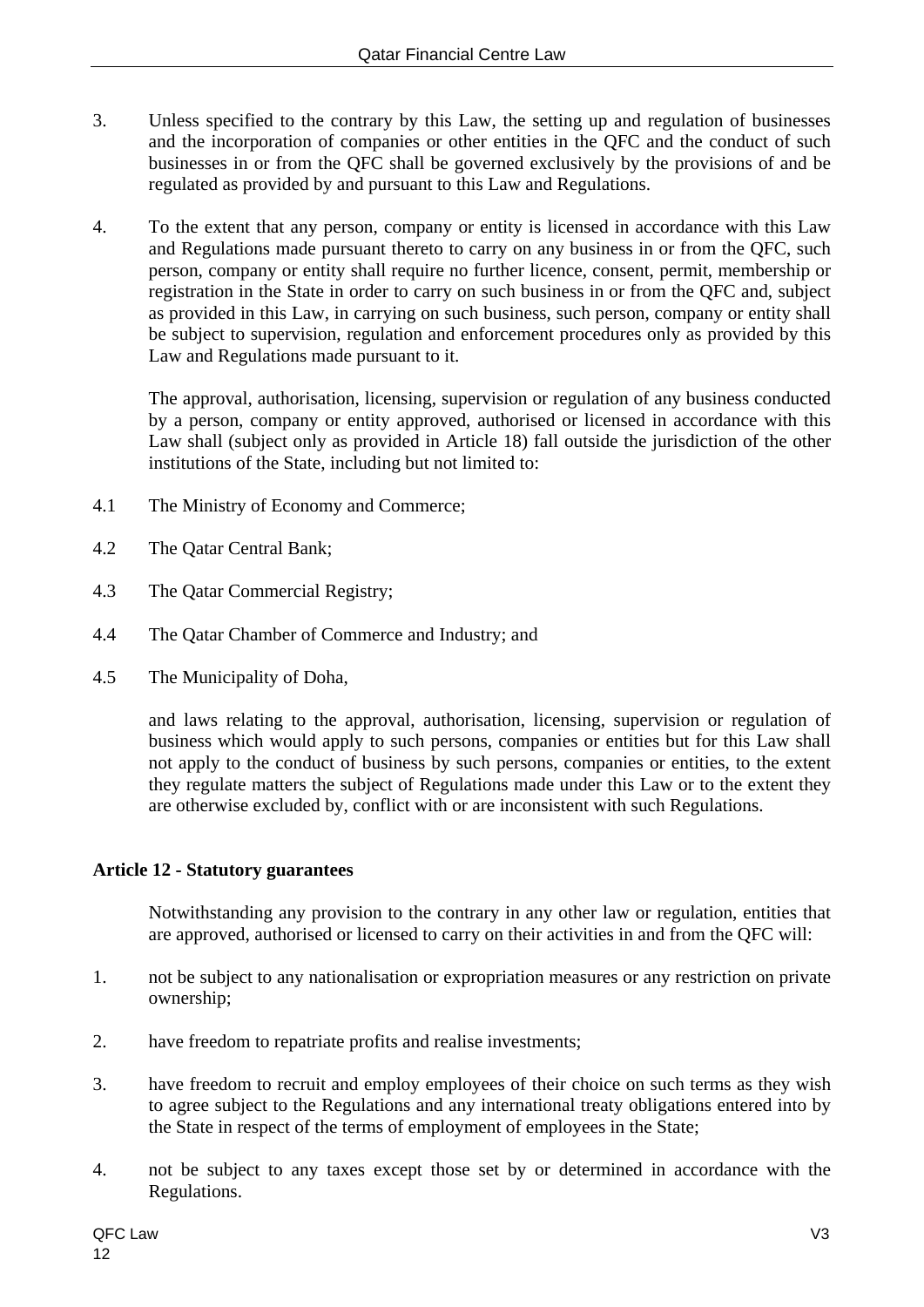3. Unless specified to the contrary by this Law, the setting up and regulation of businesses and the incorporation of companies or other entities in the QFC and the conduct of such businesses in or from the QFC shall be governed exclusively by the provisions of and be regulated as provided by and pursuant to this Law and Regulations.

4. To the extent that any person, company or entity is licensed in accordance with this Law and Regulations made pursuant thereto to carry on any business in or from the QFC, such person, company or entity shall require no further licence, consent, permit, membership or registration in the State in order to carry on such business in or from the QFC and, subject as provided in this Law, in carrying on such business, such person, company or entity shall be subject to supervision, regulation and enforcement procedures only as provided by this Law and Regulations made pursuant to it.

   The approval, authorisation, licensing, supervision or regulation of any business conducted by a person, company or entity approved, authorised or licensed in accordance with this Law shall (subject only as provided in Article 18) fall outside the jurisdiction of the other institutions of the State, including but not limited to:

4.1 The Ministry of Economy and Commerce;

4.2 The Qatar Central Bank;

4.3 The Qatar Commercial Registry;

4.4 The Qatar Chamber of Commerce and Industry; and

4.5 The Municipality of Doha,

   and laws relating to the approval, authorisation, licensing, supervision or regulation of business which would apply to such persons, companies or entities but for this Law shall not apply to the conduct of business by such persons, companies or entities, to the extent they regulate matters the subject of Regulations made under this Law or to the extent they are otherwise excluded by, conflict with or are inconsistent with such Regulations.

**Article 12 - Statutory guarantees**

Notwithstanding any provision to the contrary in any other law or regulation, entities that are approved, authorised or licensed to carry on their activities in and from the QFC will:

1. not be subject to any nationalisation or expropriation measures or any restriction on private ownership;

2. have freedom to repatriate profits and realise investments;

3. have freedom to recruit and employ employees of their choice on such terms as they wish to agree subject to the Regulations and any international treaty obligations entered into by the State in respect of the terms of employment of employees in the State;

4. not be subject to any taxes except those set by or determined in accordance with the Regulations.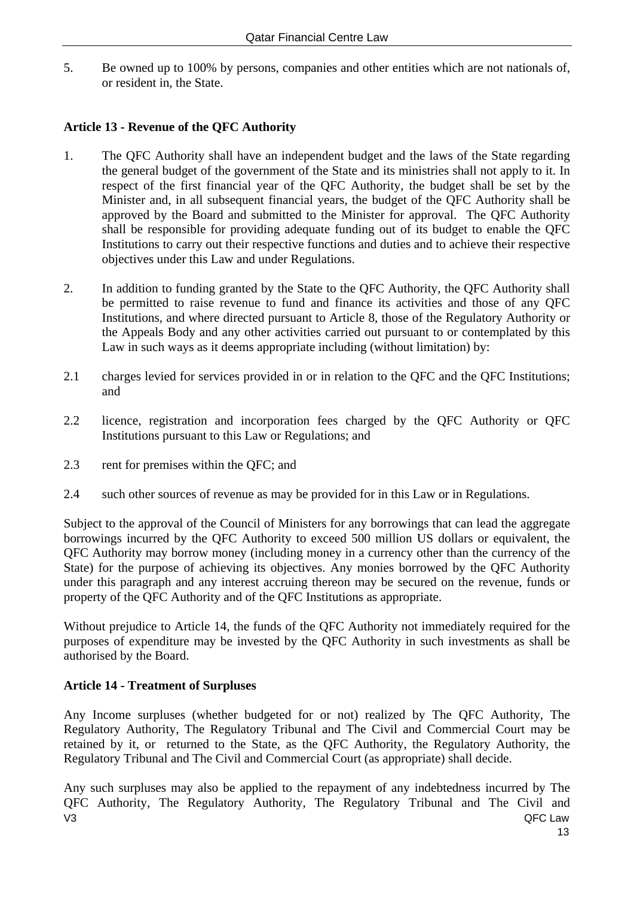5. Be owned up to 100% by persons, companies and other entities which are not nationals of, or resident in, the State.

### Article 13 - Revenue of the QFC Authority

1. The QFC Authority shall have an independent budget and the laws of the State regarding the general budget of the government of the State and its ministries shall not apply to it. In respect of the first financial year of the QFC Authority, the budget shall be set by the Minister and, in all subsequent financial years, the budget of the QFC Authority shall be approved by the Board and submitted to the Minister for approval. The QFC Authority shall be responsible for providing adequate funding out of its budget to enable the QFC Institutions to carry out their respective functions and duties and to achieve their respective objectives under this Law and under Regulations.

2. In addition to funding granted by the State to the QFC Authority, the QFC Authority shall be permitted to raise revenue to fund and finance its activities and those of any QFC Institutions, and where directed pursuant to Article 8, those of the Regulatory Authority or the Appeals Body and any other activities carried out pursuant to or contemplated by this Law in such ways as it deems appropriate including (without limitation) by:

2.1 charges levied for services provided in or in relation to the QFC and the QFC Institutions; and

2.2 licence, registration and incorporation fees charged by the QFC Authority or QFC Institutions pursuant to this Law or Regulations; and

2.3 rent for premises within the QFC; and

2.4 such other sources of revenue as may be provided for in this Law or in Regulations.

Subject to the approval of the Council of Ministers for any borrowings that can lead the aggregate borrowings incurred by the QFC Authority to exceed 500 million US dollars or equivalent, the QFC Authority may borrow money (including money in a currency other than the currency of the State) for the purpose of achieving its objectives. Any monies borrowed by the QFC Authority under this paragraph and any interest accruing thereon may be secured on the revenue, funds or property of the QFC Authority and of the QFC Institutions as appropriate.

Without prejudice to Article 14, the funds of the QFC Authority not immediately required for the purposes of expenditure may be invested by the QFC Authority in such investments as shall be authorised by the Board.

### Article 14 - Treatment of Surpluses

Any Income surpluses (whether budgeted for or not) realized by The QFC Authority, The Regulatory Authority, The Regulatory Tribunal and The Civil and Commercial Court may be retained by it, or returned to the State, as the QFC Authority, the Regulatory Authority, the Regulatory Tribunal and The Civil and Commercial Court (as appropriate) shall decide.

Any such surpluses may also be applied to the repayment of any indebtedness incurred by The QFC Authority, The Regulatory Authority, The Regulatory Tribunal and The Civil and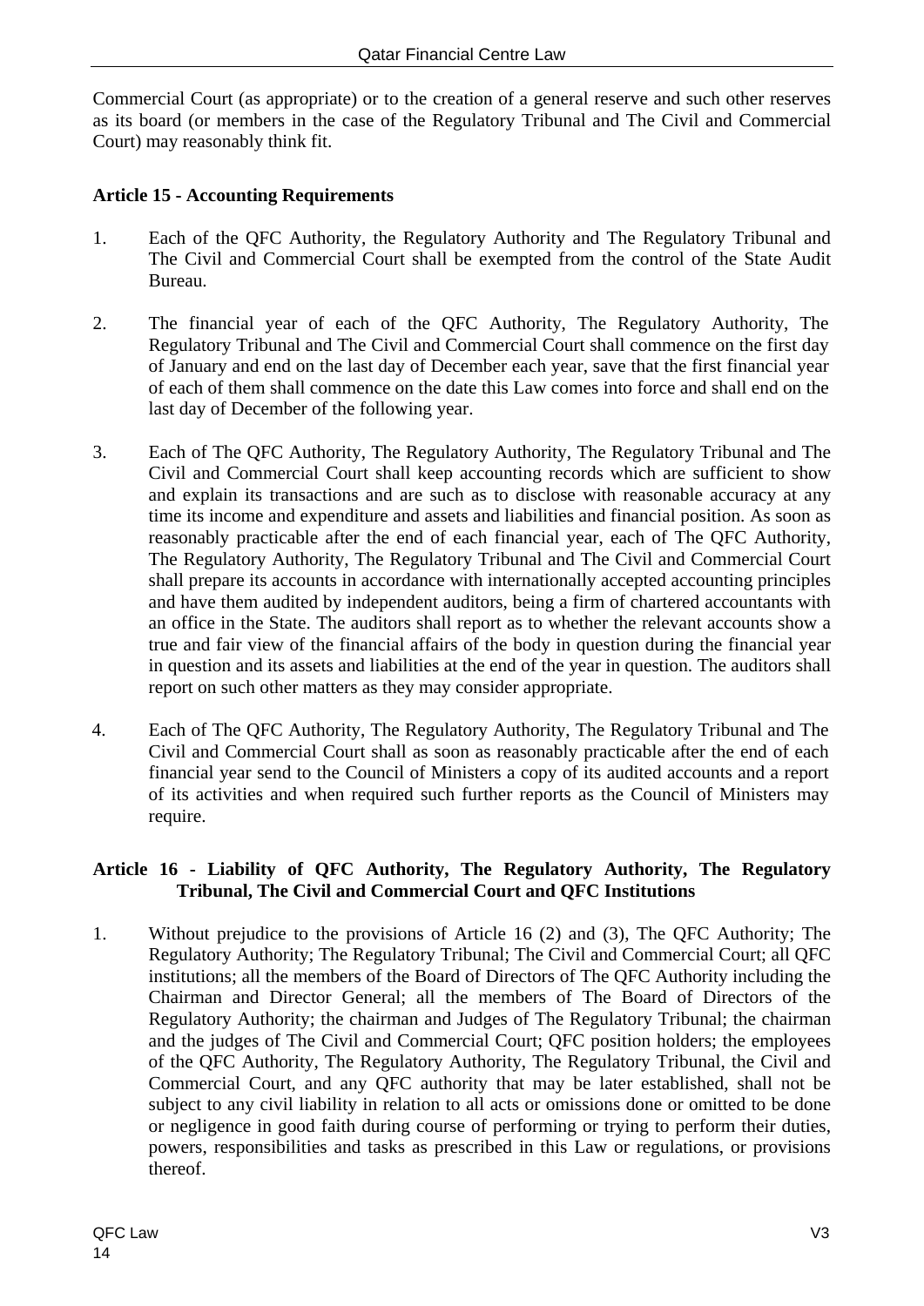Commercial Court (as appropriate) or to the creation of a general reserve and such other reserves as its board (or members in the case of the Regulatory Tribunal and The Civil and Commercial Court) may reasonably think fit.

**Article 15 - Accounting Requirements**

1. Each of the QFC Authority, the Regulatory Authority and The Regulatory Tribunal and The Civil and Commercial Court shall be exempted from the control of the State Audit Bureau.

2. The financial year of each of the QFC Authority, The Regulatory Authority, The Regulatory Tribunal and The Civil and Commercial Court shall commence on the first day of January and end on the last day of December each year, save that the first financial year of each of them shall commence on the date this Law comes into force and shall end on the last day of December of the following year.

3. Each of The QFC Authority, The Regulatory Authority, The Regulatory Tribunal and The Civil and Commercial Court shall keep accounting records which are sufficient to show and explain its transactions and are such as to disclose with reasonable accuracy at any time its income and expenditure and assets and liabilities and financial position. As soon as reasonably practicable after the end of each financial year, each of The QFC Authority, The Regulatory Authority, The Regulatory Tribunal and The Civil and Commercial Court shall prepare its accounts in accordance with internationally accepted accounting principles and have them audited by independent auditors, being a firm of chartered accountants with an office in the State. The auditors shall report as to whether the relevant accounts show a true and fair view of the financial affairs of the body in question during the financial year in question and its assets and liabilities at the end of the year in question. The auditors shall report on such other matters as they may consider appropriate.

4. Each of The QFC Authority, The Regulatory Authority, The Regulatory Tribunal and The Civil and Commercial Court shall as soon as reasonably practicable after the end of each financial year send to the Council of Ministers a copy of its audited accounts and a report of its activities and when required such further reports as the Council of Ministers may require.

**Article 16 - Liability of QFC Authority, The Regulatory Authority, The Regulatory Tribunal, The Civil and Commercial Court and QFC Institutions**

1. Without prejudice to the provisions of Article 16 (2) and (3), The QFC Authority; The Regulatory Authority; The Regulatory Tribunal; The Civil and Commercial Court; all QFC institutions; all the members of the Board of Directors of The QFC Authority including the Chairman and Director General; all the members of The Board of Directors of the Regulatory Authority; the chairman and Judges of The Regulatory Tribunal; the chairman and the judges of The Civil and Commercial Court; QFC position holders; the employees of the QFC Authority, The Regulatory Authority, The Regulatory Tribunal, the Civil and Commercial Court, and any QFC authority that may be later established, shall not be subject to any civil liability in relation to all acts or omissions done or omitted to be done or negligence in good faith during course of performing or trying to perform their duties, powers, responsibilities and tasks as prescribed in this Law or regulations, or provisions thereof.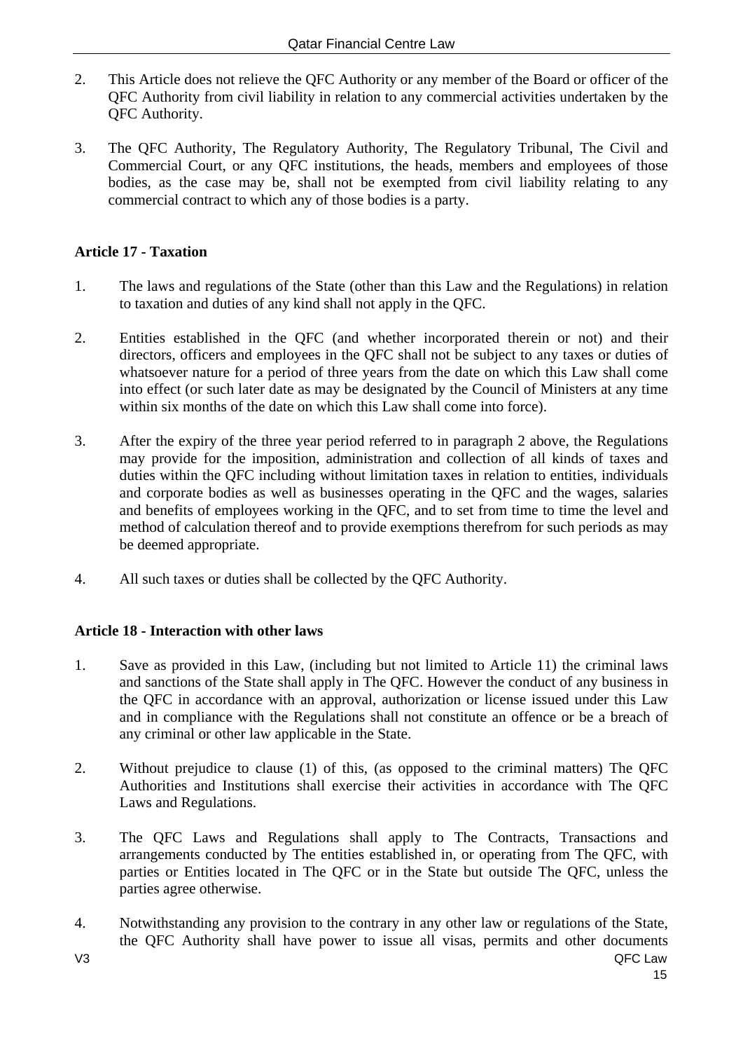2. This Article does not relieve the QFC Authority or any member of the Board or officer of the QFC Authority from civil liability in relation to any commercial activities undertaken by the QFC Authority.

3. The QFC Authority, The Regulatory Authority, The Regulatory Tribunal, The Civil and Commercial Court, or any QFC institutions, the heads, members and employees of those bodies, as the case may be, shall not be exempted from civil liability relating to any commercial contract to which any of those bodies is a party.

**Article 17 - Taxation**

1. The laws and regulations of the State (other than this Law and the Regulations) in relation to taxation and duties of any kind shall not apply in the QFC.

2. Entities established in the QFC (and whether incorporated therein or not) and their directors, officers and employees in the QFC shall not be subject to any taxes or duties of whatsoever nature for a period of three years from the date on which this Law shall come into effect (or such later date as may be designated by the Council of Ministers at any time within six months of the date on which this Law shall come into force).

3. After the expiry of the three year period referred to in paragraph 2 above, the Regulations may provide for the imposition, administration and collection of all kinds of taxes and duties within the QFC including without limitation taxes in relation to entities, individuals and corporate bodies as well as businesses operating in the QFC and the wages, salaries and benefits of employees working in the QFC, and to set from time to time the level and method of calculation thereof and to provide exemptions therefrom for such periods as may be deemed appropriate.

4. All such taxes or duties shall be collected by the QFC Authority.

**Article 18 - Interaction with other laws**

1. Save as provided in this Law, (including but not limited to Article 11) the criminal laws and sanctions of the State shall apply in The QFC. However the conduct of any business in the QFC in accordance with an approval, authorization or license issued under this Law and in compliance with the Regulations shall not constitute an offence or be a breach of any criminal or other law applicable in the State.

2. Without prejudice to clause (1) of this, (as opposed to the criminal matters) The QFC Authorities and Institutions shall exercise their activities in accordance with The QFC Laws and Regulations.

3. The QFC Laws and Regulations shall apply to The Contracts, Transactions and arrangements conducted by The entities established in, or operating from The QFC, with parties or Entities located in The QFC or in the State but outside The QFC, unless the parties agree otherwise.

4. Notwithstanding any provision to the contrary in any other law or regulations of the State, the QFC Authority shall have power to issue all visas, permits and other documents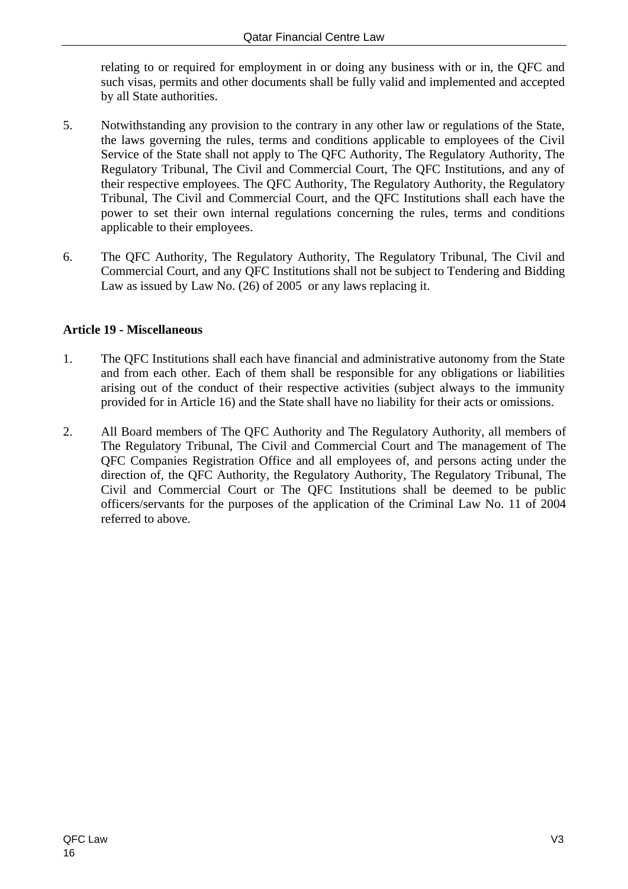relating to or required for employment in or doing any business with or in, the QFC and such visas, permits and other documents shall be fully valid and implemented and accepted by all State authorities.

5. Notwithstanding any provision to the contrary in any other law or regulations of the State, the laws governing the rules, terms and conditions applicable to employees of the Civil Service of the State shall not apply to The QFC Authority, The Regulatory Authority, The Regulatory Tribunal, The Civil and Commercial Court, The QFC Institutions, and any of their respective employees. The QFC Authority, The Regulatory Authority, the Regulatory Tribunal, The Civil and Commercial Court, and the QFC Institutions shall each have the power to set their own internal regulations concerning the rules, terms and conditions applicable to their employees.

6. The QFC Authority, The Regulatory Authority, The Regulatory Tribunal, The Civil and Commercial Court, and any QFC Institutions shall not be subject to Tendering and Bidding Law as issued by Law No. (26) of 2005 or any laws replacing it.

**Article 19 - Miscellaneous**

1. The QFC Institutions shall each have financial and administrative autonomy from the State and from each other. Each of them shall be responsible for any obligations or liabilities arising out of the conduct of their respective activities (subject always to the immunity provided for in Article 16) and the State shall have no liability for their acts or omissions.

2. All Board members of The QFC Authority and The Regulatory Authority, all members of The Regulatory Tribunal, The Civil and Commercial Court and The management of The QFC Companies Registration Office and all employees of, and persons acting under the direction of, the QFC Authority, the Regulatory Authority, The Regulatory Tribunal, The Civil and Commercial Court or The QFC Institutions shall be deemed to be public officers/servants for the purposes of the application of the Criminal Law No. 11 of 2004 referred to above.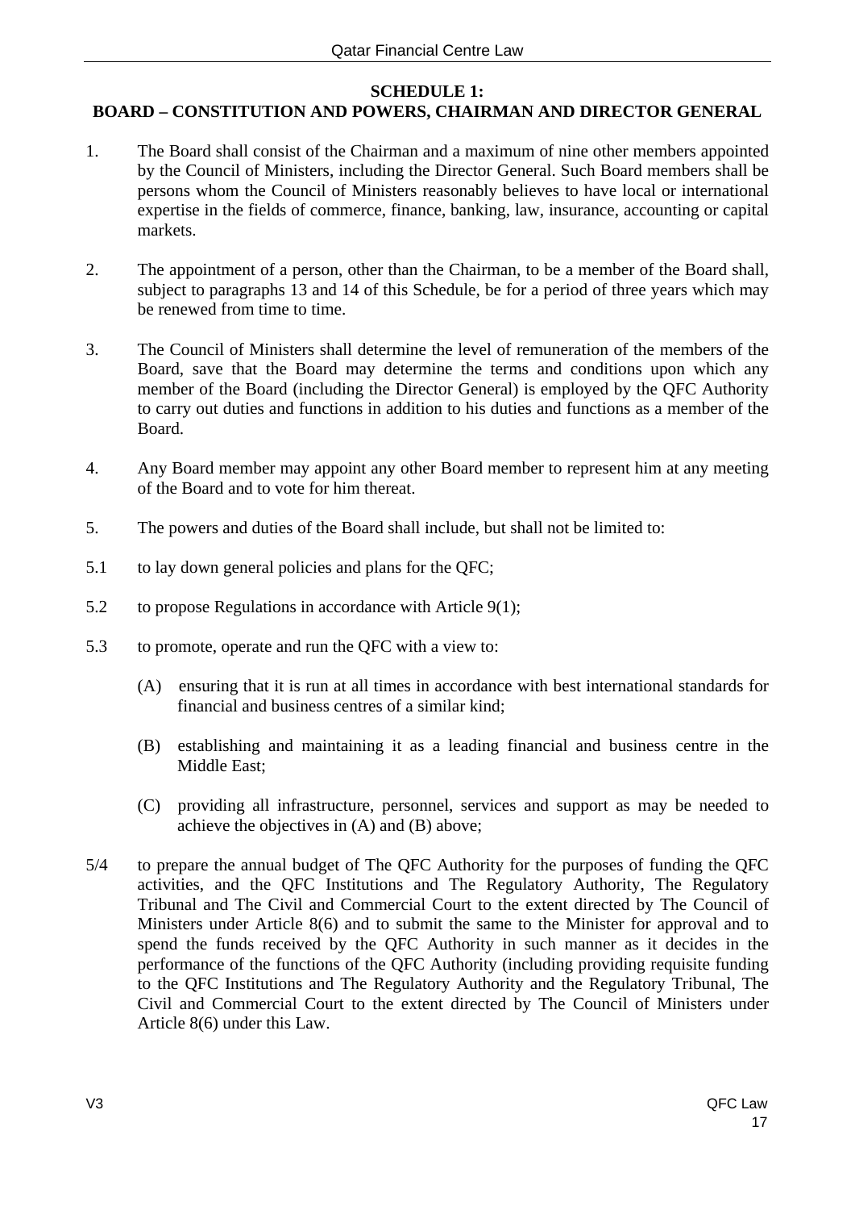## SCHEDULE 1:
## BOARD – CONSTITUTION AND POWERS, CHAIRMAN AND DIRECTOR GENERAL

1. The Board shall consist of the Chairman and a maximum of nine other members appointed by the Council of Ministers, including the Director General. Such Board members shall be persons whom the Council of Ministers reasonably believes to have local or international expertise in the fields of commerce, finance, banking, law, insurance, accounting or capital markets.

2. The appointment of a person, other than the Chairman, to be a member of the Board shall, subject to paragraphs 13 and 14 of this Schedule, be for a period of three years which may be renewed from time to time.

3. The Council of Ministers shall determine the level of remuneration of the members of the Board, save that the Board may determine the terms and conditions upon which any member of the Board (including the Director General) is employed by the QFC Authority to carry out duties and functions in addition to his duties and functions as a member of the Board.

4. Any Board member may appoint any other Board member to represent him at any meeting of the Board and to vote for him thereat.

5. The powers and duties of the Board shall include, but shall not be limited to:

5.1 to lay down general policies and plans for the QFC;

5.2 to propose Regulations in accordance with Article 9(1);

5.3 to promote, operate and run the QFC with a view to:

   (A) ensuring that it is run at all times in accordance with best international standards for financial and business centres of a similar kind;

   (B) establishing and maintaining it as a leading financial and business centre in the Middle East;

   (C) providing all infrastructure, personnel, services and support as may be needed to achieve the objectives in (A) and (B) above;

5/4 to prepare the annual budget of The QFC Authority for the purposes of funding the QFC activities, and the QFC Institutions and The Regulatory Authority, The Regulatory Tribunal and The Civil and Commercial Court to the extent directed by The Council of Ministers under Article 8(6) and to submit the same to the Minister for approval and to spend the funds received by the QFC Authority in such manner as it decides in the performance of the functions of the QFC Authority (including providing requisite funding to the QFC Institutions and The Regulatory Authority and the Regulatory Tribunal, The Civil and Commercial Court to the extent directed by The Council of Ministers under Article 8(6) under this Law.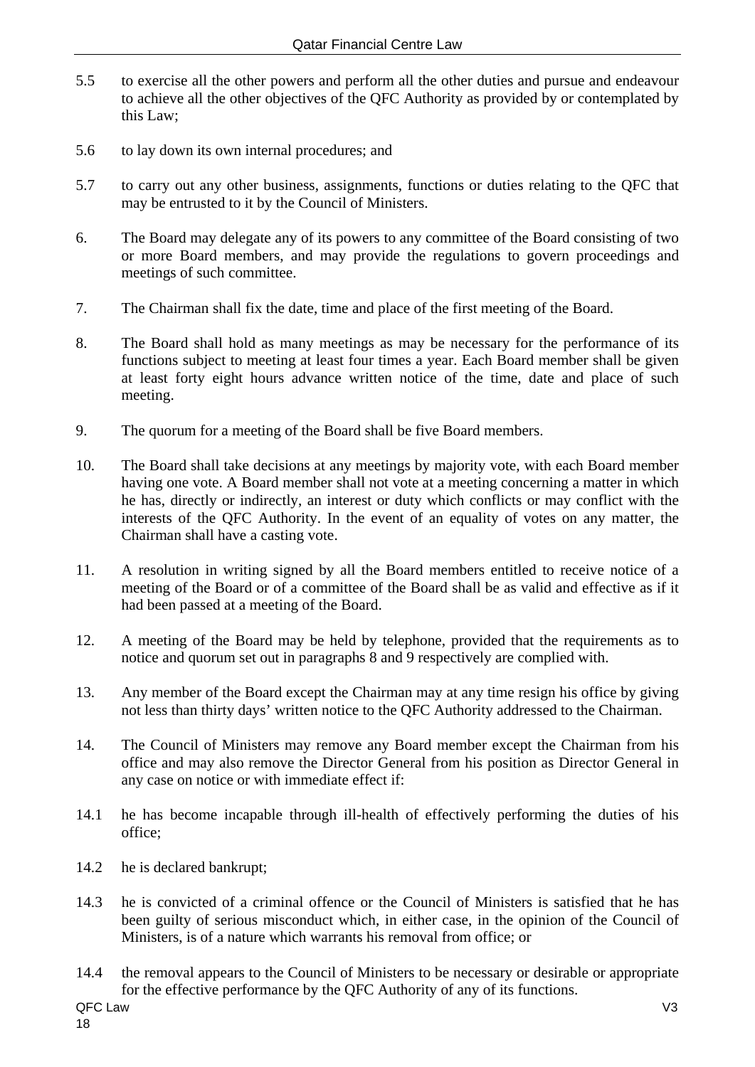5.5 to exercise all the other powers and perform all the other duties and pursue and endeavour to achieve all the other objectives of the QFC Authority as provided by or contemplated by this Law;

5.6 to lay down its own internal procedures; and

5.7 to carry out any other business, assignments, functions or duties relating to the QFC that may be entrusted to it by the Council of Ministers.

6. The Board may delegate any of its powers to any committee of the Board consisting of two or more Board members, and may provide the regulations to govern proceedings and meetings of such committee.

7. The Chairman shall fix the date, time and place of the first meeting of the Board.

8. The Board shall hold as many meetings as may be necessary for the performance of its functions subject to meeting at least four times a year. Each Board member shall be given at least forty eight hours advance written notice of the time, date and place of such meeting.

9. The quorum for a meeting of the Board shall be five Board members.

10. The Board shall take decisions at any meetings by majority vote, with each Board member having one vote. A Board member shall not vote at a meeting concerning a matter in which he has, directly or indirectly, an interest or duty which conflicts or may conflict with the interests of the QFC Authority. In the event of an equality of votes on any matter, the Chairman shall have a casting vote.

11. A resolution in writing signed by all the Board members entitled to receive notice of a meeting of the Board or of a committee of the Board shall be as valid and effective as if it had been passed at a meeting of the Board.

12. A meeting of the Board may be held by telephone, provided that the requirements as to notice and quorum set out in paragraphs 8 and 9 respectively are complied with.

13. Any member of the Board except the Chairman may at any time resign his office by giving not less than thirty days' written notice to the QFC Authority addressed to the Chairman.

14. The Council of Ministers may remove any Board member except the Chairman from his office and may also remove the Director General from his position as Director General in any case on notice or with immediate effect if:

14.1 he has become incapable through ill-health of effectively performing the duties of his office;

14.2 he is declared bankrupt;

14.3 he is convicted of a criminal offence or the Council of Ministers is satisfied that he has been guilty of serious misconduct which, in either case, in the opinion of the Council of Ministers, is of a nature which warrants his removal from office; or

14.4 the removal appears to the Council of Ministers to be necessary or desirable or appropriate for the effective performance by the QFC Authority of any of its functions.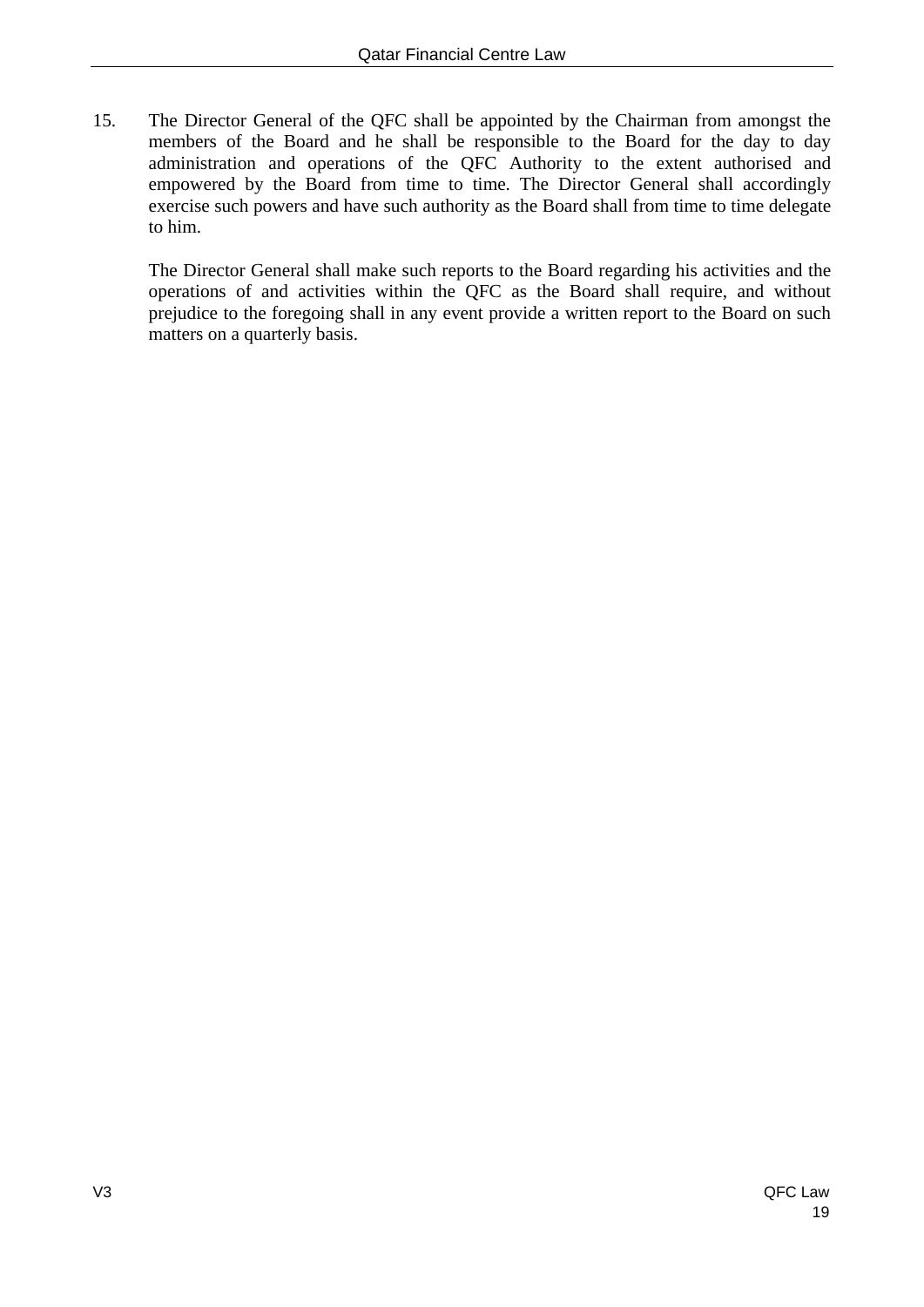15. The Director General of the QFC shall be appointed by the Chairman from amongst the members of the Board and he shall be responsible to the Board for the day to day administration and operations of the QFC Authority to the extent authorised and empowered by the Board from time to time. The Director General shall accordingly exercise such powers and have such authority as the Board shall from time to time delegate to him.

    The Director General shall make such reports to the Board regarding his activities and the operations of and activities within the QFC as the Board shall require, and without prejudice to the foregoing shall in any event provide a written report to the Board on such matters on a quarterly basis.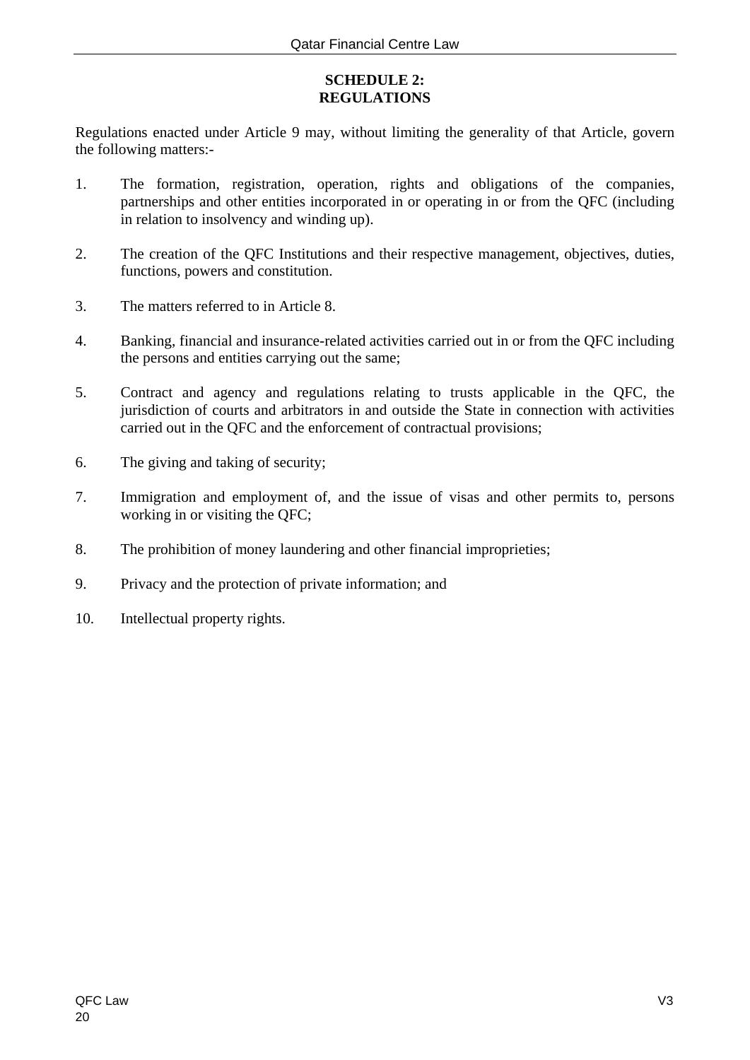## SCHEDULE 2: REGULATIONS

Regulations enacted under Article 9 may, without limiting the generality of that Article, govern the following matters:-

1. The formation, registration, operation, rights and obligations of the companies, partnerships and other entities incorporated in or operating in or from the QFC (including in relation to insolvency and winding up).

2. The creation of the QFC Institutions and their respective management, objectives, duties, functions, powers and constitution.

3. The matters referred to in Article 8.

4. Banking, financial and insurance-related activities carried out in or from the QFC including the persons and entities carrying out the same;

5. Contract and agency and regulations relating to trusts applicable in the QFC, the jurisdiction of courts and arbitrators in and outside the State in connection with activities carried out in the QFC and the enforcement of contractual provisions;

6. The giving and taking of security;

7. Immigration and employment of, and the issue of visas and other permits to, persons working in or visiting the QFC;

8. The prohibition of money laundering and other financial improprieties;

9. Privacy and the protection of private information; and

10. Intellectual property rights.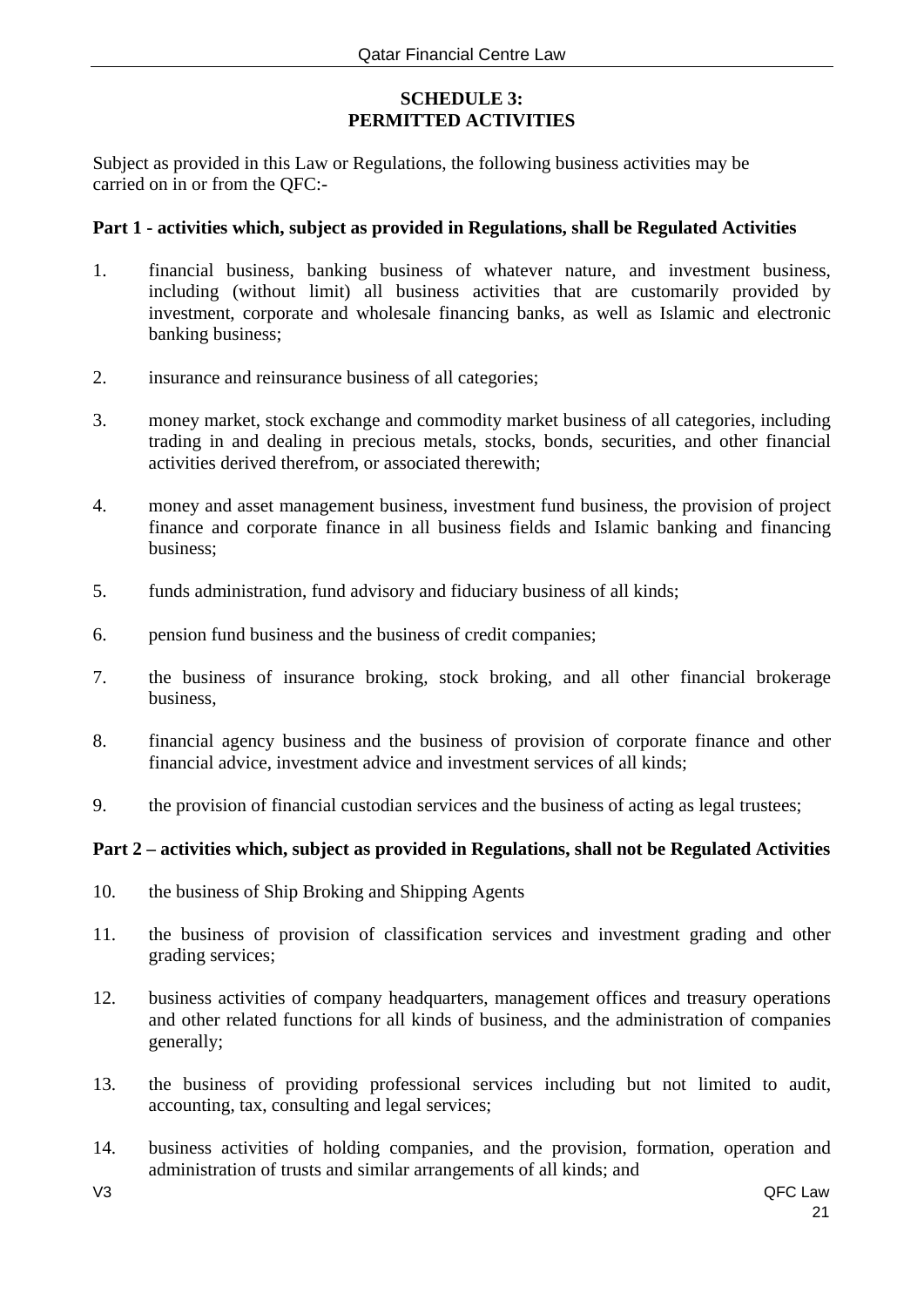## SCHEDULE 3:
## PERMITTED ACTIVITIES

Subject as provided in this Law or Regulations, the following business activities may be carried on in or from the QFC:-

**Part 1 - activities which, subject as provided in Regulations, shall be Regulated Activities**

1. financial business, banking business of whatever nature, and investment business, including (without limit) all business activities that are customarily provided by investment, corporate and wholesale financing banks, as well as Islamic and electronic banking business;

2. insurance and reinsurance business of all categories;

3. money market, stock exchange and commodity market business of all categories, including trading in and dealing in precious metals, stocks, bonds, securities, and other financial activities derived therefrom, or associated therewith;

4. money and asset management business, investment fund business, the provision of project finance and corporate finance in all business fields and Islamic banking and financing business;

5. funds administration, fund advisory and fiduciary business of all kinds;

6. pension fund business and the business of credit companies;

7. the business of insurance broking, stock broking, and all other financial brokerage business,

8. financial agency business and the business of provision of corporate finance and other financial advice, investment advice and investment services of all kinds;

9. the provision of financial custodian services and the business of acting as legal trustees;

**Part 2 – activities which, subject as provided in Regulations, shall not be Regulated Activities**

10. the business of Ship Broking and Shipping Agents

11. the business of provision of classification services and investment grading and other grading services;

12. business activities of company headquarters, management offices and treasury operations and other related functions for all kinds of business, and the administration of companies generally;

13. the business of providing professional services including but not limited to audit, accounting, tax, consulting and legal services;

14. business activities of holding companies, and the provision, formation, operation and administration of trusts and similar arrangements of all kinds; and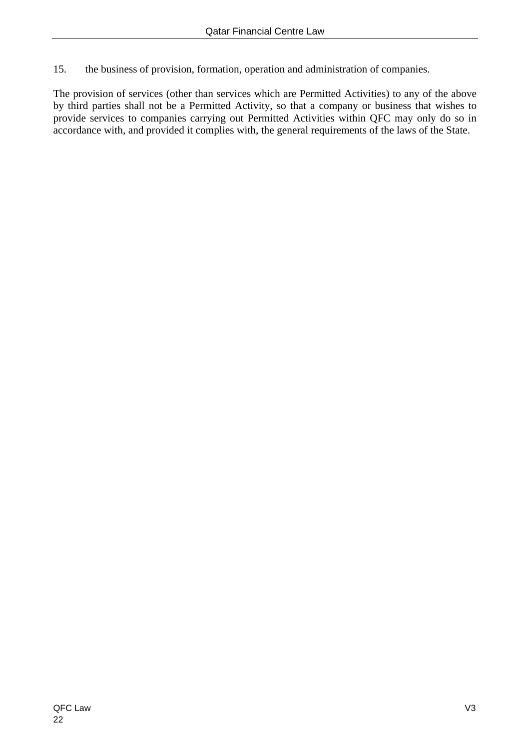15. the business of provision, formation, operation and administration of companies.

The provision of services (other than services which are Permitted Activities) to any of the above by third parties shall not be a Permitted Activity, so that a company or business that wishes to provide services to companies carrying out Permitted Activities within QFC may only do so in accordance with, and provided it complies with, the general requirements of the laws of the State.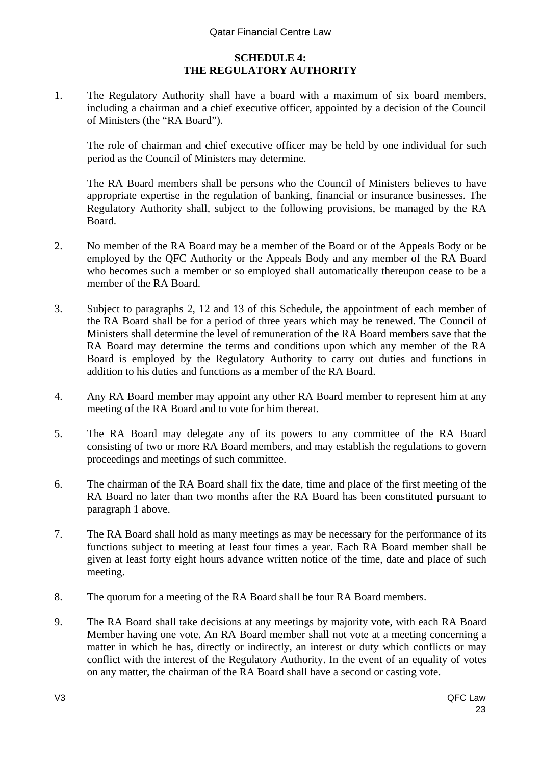## SCHEDULE 4:
## THE REGULATORY AUTHORITY

1. The Regulatory Authority shall have a board with a maximum of six board members, including a chairman and a chief executive officer, appointed by a decision of the Council of Ministers (the "RA Board").

   The role of chairman and chief executive officer may be held by one individual for such period as the Council of Ministers may determine.

   The RA Board members shall be persons who the Council of Ministers believes to have appropriate expertise in the regulation of banking, financial or insurance businesses. The Regulatory Authority shall, subject to the following provisions, be managed by the RA Board.

2. No member of the RA Board may be a member of the Board or of the Appeals Body or be employed by the QFC Authority or the Appeals Body and any member of the RA Board who becomes such a member or so employed shall automatically thereupon cease to be a member of the RA Board.

3. Subject to paragraphs 2, 12 and 13 of this Schedule, the appointment of each member of the RA Board shall be for a period of three years which may be renewed. The Council of Ministers shall determine the level of remuneration of the RA Board members save that the RA Board may determine the terms and conditions upon which any member of the RA Board is employed by the Regulatory Authority to carry out duties and functions in addition to his duties and functions as a member of the RA Board.

4. Any RA Board member may appoint any other RA Board member to represent him at any meeting of the RA Board and to vote for him thereat.

5. The RA Board may delegate any of its powers to any committee of the RA Board consisting of two or more RA Board members, and may establish the regulations to govern proceedings and meetings of such committee.

6. The chairman of the RA Board shall fix the date, time and place of the first meeting of the RA Board no later than two months after the RA Board has been constituted pursuant to paragraph 1 above.

7. The RA Board shall hold as many meetings as may be necessary for the performance of its functions subject to meeting at least four times a year. Each RA Board member shall be given at least forty eight hours advance written notice of the time, date and place of such meeting.

8. The quorum for a meeting of the RA Board shall be four RA Board members.

9. The RA Board shall take decisions at any meetings by majority vote, with each RA Board Member having one vote. An RA Board member shall not vote at a meeting concerning a matter in which he has, directly or indirectly, an interest or duty which conflicts or may conflict with the interest of the Regulatory Authority. In the event of an equality of votes on any matter, the chairman of the RA Board shall have a second or casting vote.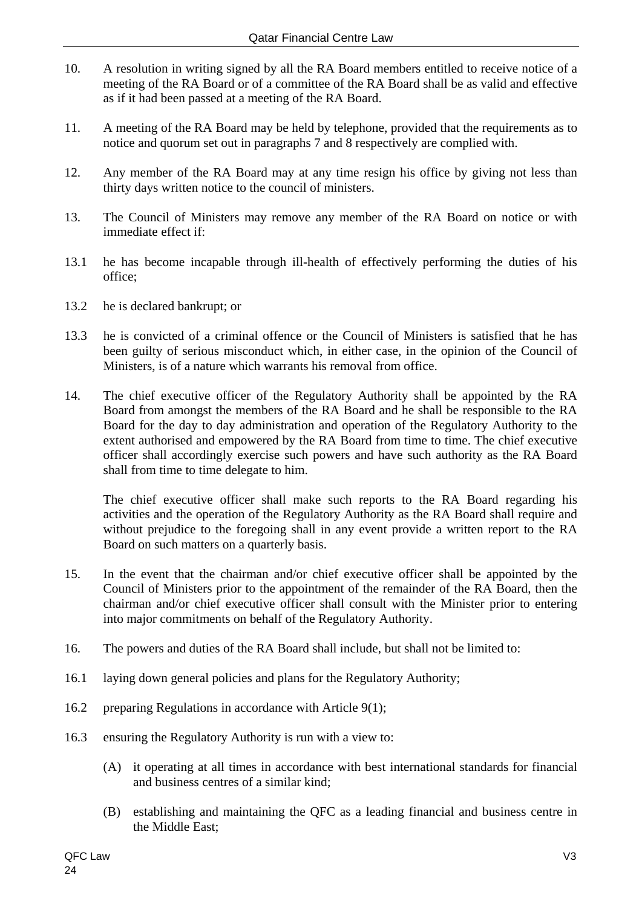10. A resolution in writing signed by all the RA Board members entitled to receive notice of a meeting of the RA Board or of a committee of the RA Board shall be as valid and effective as if it had been passed at a meeting of the RA Board.

11. A meeting of the RA Board may be held by telephone, provided that the requirements as to notice and quorum set out in paragraphs 7 and 8 respectively are complied with.

12. Any member of the RA Board may at any time resign his office by giving not less than thirty days written notice to the council of ministers.

13. The Council of Ministers may remove any member of the RA Board on notice or with immediate effect if:

13.1 he has become incapable through ill-health of effectively performing the duties of his office;

13.2 he is declared bankrupt; or

13.3 he is convicted of a criminal offence or the Council of Ministers is satisfied that he has been guilty of serious misconduct which, in either case, in the opinion of the Council of Ministers, is of a nature which warrants his removal from office.

14. The chief executive officer of the Regulatory Authority shall be appointed by the RA Board from amongst the members of the RA Board and he shall be responsible to the RA Board for the day to day administration and operation of the Regulatory Authority to the extent authorised and empowered by the RA Board from time to time. The chief executive officer shall accordingly exercise such powers and have such authority as the RA Board shall from time to time delegate to him.

    The chief executive officer shall make such reports to the RA Board regarding his activities and the operation of the Regulatory Authority as the RA Board shall require and without prejudice to the foregoing shall in any event provide a written report to the RA Board on such matters on a quarterly basis.

15. In the event that the chairman and/or chief executive officer shall be appointed by the Council of Ministers prior to the appointment of the remainder of the RA Board, then the chairman and/or chief executive officer shall consult with the Minister prior to entering into major commitments on behalf of the Regulatory Authority.

16. The powers and duties of the RA Board shall include, but shall not be limited to:

16.1 laying down general policies and plans for the Regulatory Authority;

16.2 preparing Regulations in accordance with Article 9(1);

16.3 ensuring the Regulatory Authority is run with a view to:

    (A) it operating at all times in accordance with best international standards for financial and business centres of a similar kind;

    (B) establishing and maintaining the QFC as a leading financial and business centre in the Middle East;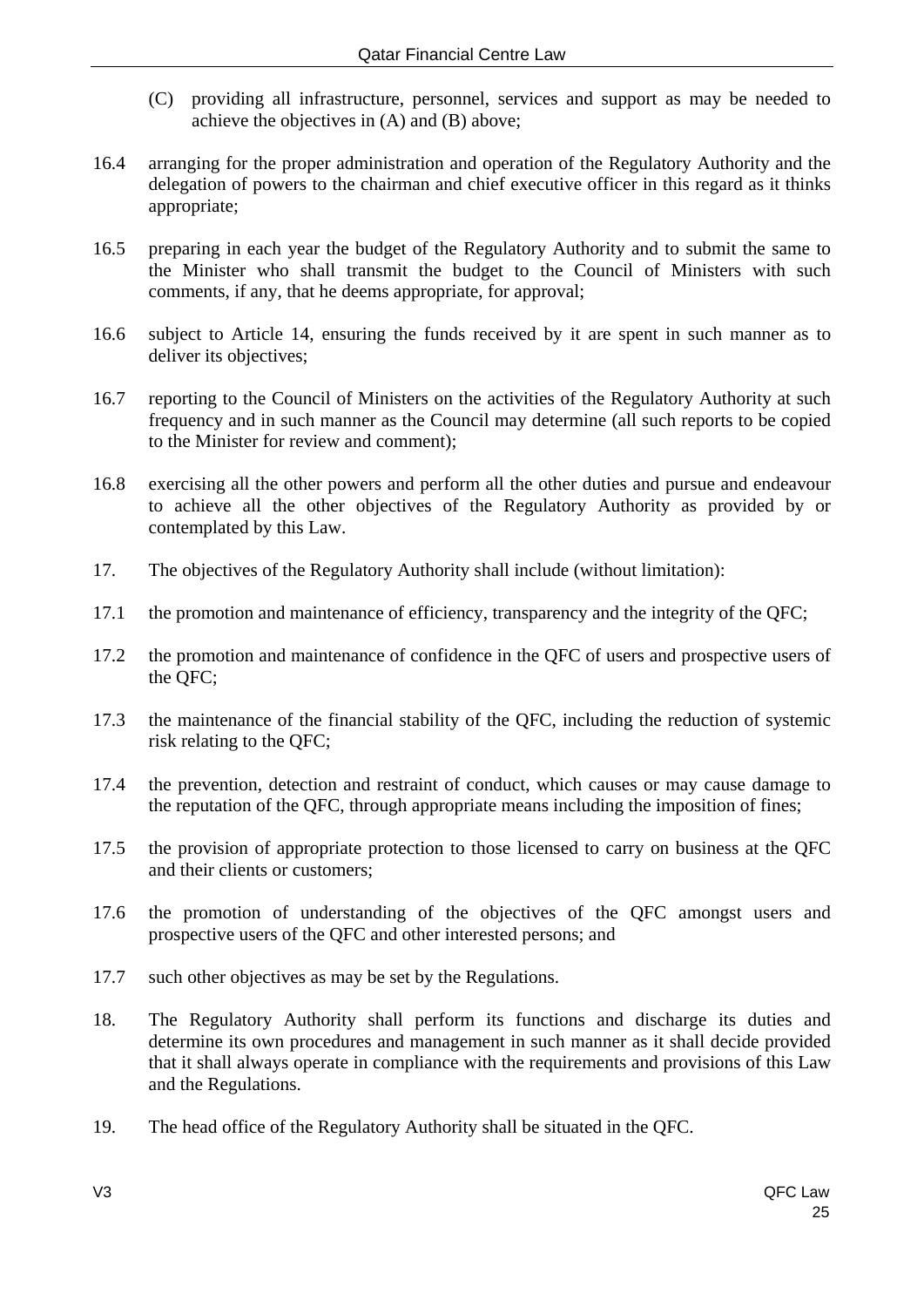(C) providing all infrastructure, personnel, services and support as may be needed to achieve the objectives in (A) and (B) above;

16.4 arranging for the proper administration and operation of the Regulatory Authority and the delegation of powers to the chairman and chief executive officer in this regard as it thinks appropriate;

16.5 preparing in each year the budget of the Regulatory Authority and to submit the same to the Minister who shall transmit the budget to the Council of Ministers with such comments, if any, that he deems appropriate, for approval;

16.6 subject to Article 14, ensuring the funds received by it are spent in such manner as to deliver its objectives;

16.7 reporting to the Council of Ministers on the activities of the Regulatory Authority at such frequency and in such manner as the Council may determine (all such reports to be copied to the Minister for review and comment);

16.8 exercising all the other powers and perform all the other duties and pursue and endeavour to achieve all the other objectives of the Regulatory Authority as provided by or contemplated by this Law.

17. The objectives of the Regulatory Authority shall include (without limitation):

17.1 the promotion and maintenance of efficiency, transparency and the integrity of the QFC;

17.2 the promotion and maintenance of confidence in the QFC of users and prospective users of the QFC;

17.3 the maintenance of the financial stability of the QFC, including the reduction of systemic risk relating to the QFC;

17.4 the prevention, detection and restraint of conduct, which causes or may cause damage to the reputation of the QFC, through appropriate means including the imposition of fines;

17.5 the provision of appropriate protection to those licensed to carry on business at the QFC and their clients or customers;

17.6 the promotion of understanding of the objectives of the QFC amongst users and prospective users of the QFC and other interested persons; and

17.7 such other objectives as may be set by the Regulations.

18. The Regulatory Authority shall perform its functions and discharge its duties and determine its own procedures and management in such manner as it shall decide provided that it shall always operate in compliance with the requirements and provisions of this Law and the Regulations.

19. The head office of the Regulatory Authority shall be situated in the QFC.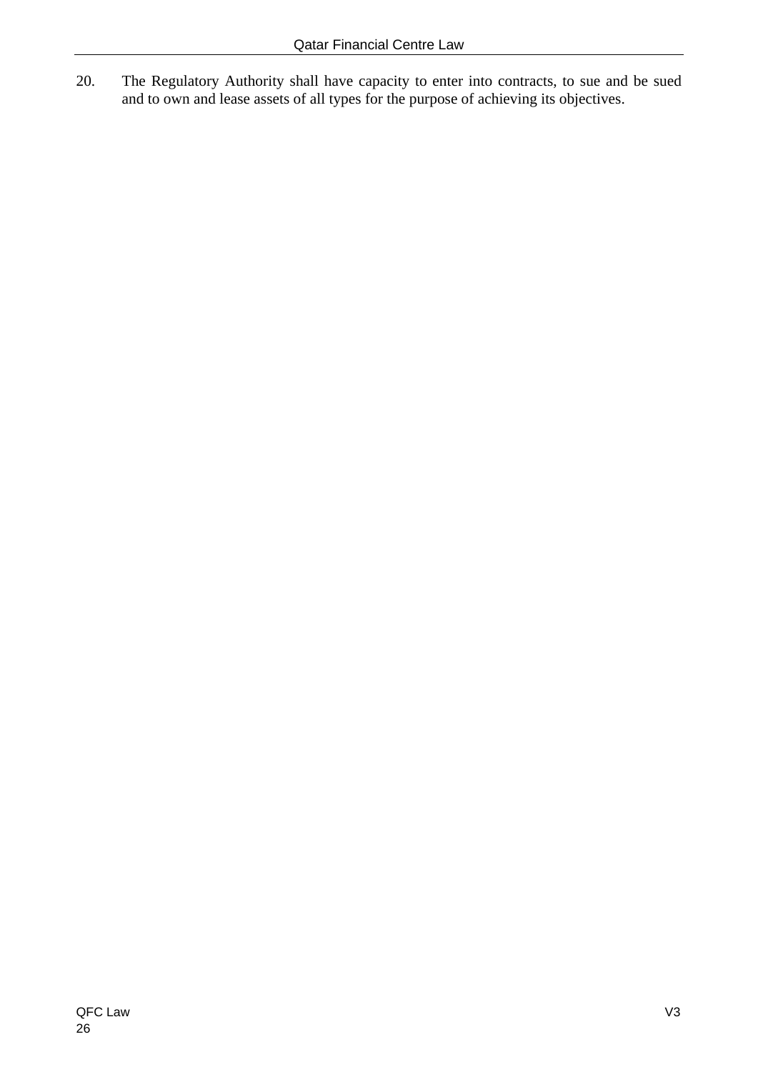20. The Regulatory Authority shall have capacity to enter into contracts, to sue and be sued and to own and lease assets of all types for the purpose of achieving its objectives.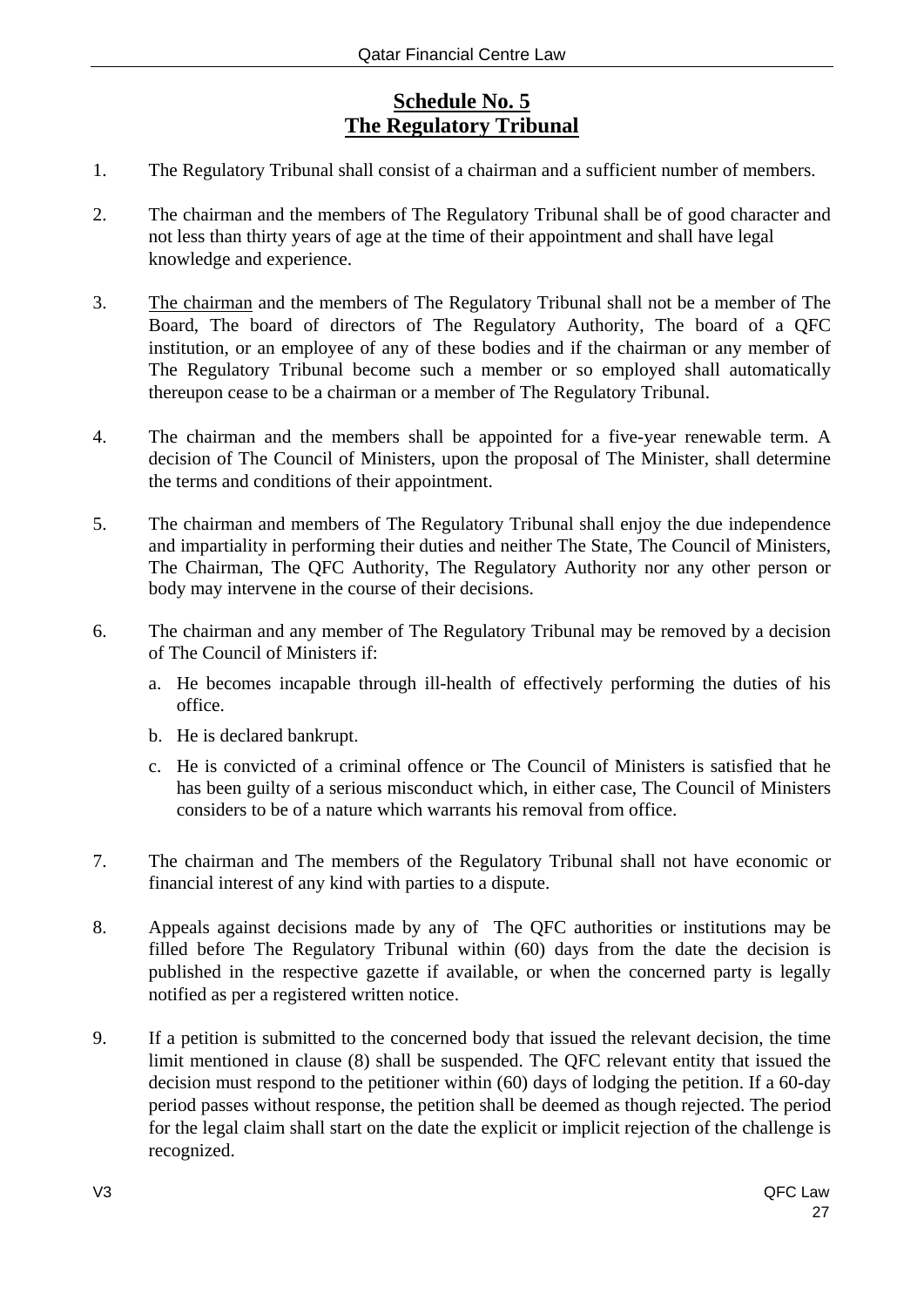## **Schedule No. 5**
## **The Regulatory Tribunal**

1. The Regulatory Tribunal shall consist of a chairman and a sufficient number of members.

2. The chairman and the members of The Regulatory Tribunal shall be of good character and not less than thirty years of age at the time of their appointment and shall have legal knowledge and experience.

3. <u>The chairman</u> and the members of The Regulatory Tribunal shall not be a member of The Board, The board of directors of The Regulatory Authority, The board of a QFC institution, or an employee of any of these bodies and if the chairman or any member of The Regulatory Tribunal become such a member or so employed shall automatically thereupon cease to be a chairman or a member of The Regulatory Tribunal.

4. The chairman and the members shall be appointed for a five-year renewable term. A decision of The Council of Ministers, upon the proposal of The Minister, shall determine the terms and conditions of their appointment.

5. The chairman and members of The Regulatory Tribunal shall enjoy the due independence and impartiality in performing their duties and neither The State, The Council of Ministers, The Chairman, The QFC Authority, The Regulatory Authority nor any other person or body may intervene in the course of their decisions.

6. The chairman and any member of The Regulatory Tribunal may be removed by a decision of The Council of Ministers if:

   a. He becomes incapable through ill-health of effectively performing the duties of his office.

   b. He is declared bankrupt.

   c. He is convicted of a criminal offence or The Council of Ministers is satisfied that he has been guilty of a serious misconduct which, in either case, The Council of Ministers considers to be of a nature which warrants his removal from office.

7. The chairman and The members of the Regulatory Tribunal shall not have economic or financial interest of any kind with parties to a dispute.

8. Appeals against decisions made by any of The QFC authorities or institutions may be filled before The Regulatory Tribunal within (60) days from the date the decision is published in the respective gazette if available, or when the concerned party is legally notified as per a registered written notice.

9. If a petition is submitted to the concerned body that issued the relevant decision, the time limit mentioned in clause (8) shall be suspended. The QFC relevant entity that issued the decision must respond to the petitioner within (60) days of lodging the petition. If a 60-day period passes without response, the petition shall be deemed as though rejected. The period for the legal claim shall start on the date the explicit or implicit rejection of the challenge is recognized.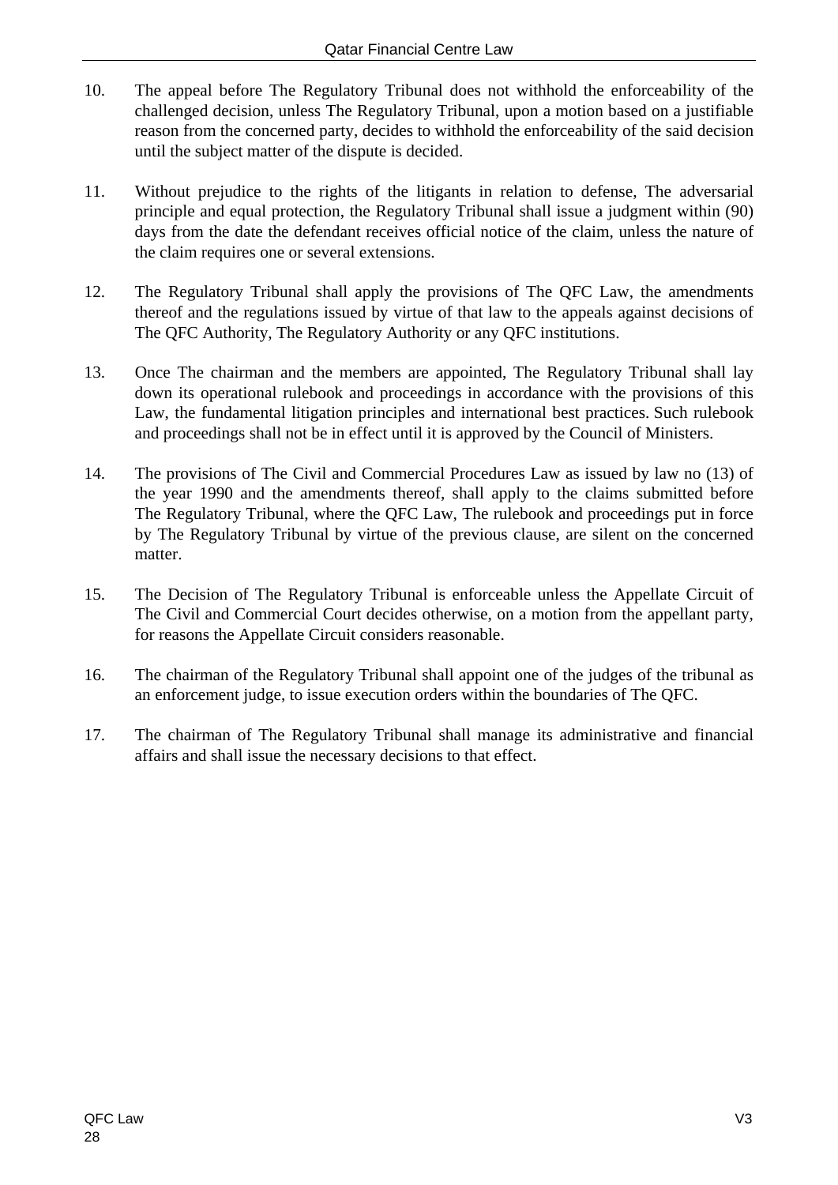10. The appeal before The Regulatory Tribunal does not withhold the enforceability of the challenged decision, unless The Regulatory Tribunal, upon a motion based on a justifiable reason from the concerned party, decides to withhold the enforceability of the said decision until the subject matter of the dispute is decided.

11. Without prejudice to the rights of the litigants in relation to defense, The adversarial principle and equal protection, the Regulatory Tribunal shall issue a judgment within (90) days from the date the defendant receives official notice of the claim, unless the nature of the claim requires one or several extensions.

12. The Regulatory Tribunal shall apply the provisions of The QFC Law, the amendments thereof and the regulations issued by virtue of that law to the appeals against decisions of The QFC Authority, The Regulatory Authority or any QFC institutions.

13. Once The chairman and the members are appointed, The Regulatory Tribunal shall lay down its operational rulebook and proceedings in accordance with the provisions of this Law, the fundamental litigation principles and international best practices. Such rulebook and proceedings shall not be in effect until it is approved by the Council of Ministers.

14. The provisions of The Civil and Commercial Procedures Law as issued by law no (13) of the year 1990 and the amendments thereof, shall apply to the claims submitted before The Regulatory Tribunal, where the QFC Law, The rulebook and proceedings put in force by The Regulatory Tribunal by virtue of the previous clause, are silent on the concerned matter.

15. The Decision of The Regulatory Tribunal is enforceable unless the Appellate Circuit of The Civil and Commercial Court decides otherwise, on a motion from the appellant party, for reasons the Appellate Circuit considers reasonable.

16. The chairman of the Regulatory Tribunal shall appoint one of the judges of the tribunal as an enforcement judge, to issue execution orders within the boundaries of The QFC.

17. The chairman of The Regulatory Tribunal shall manage its administrative and financial affairs and shall issue the necessary decisions to that effect.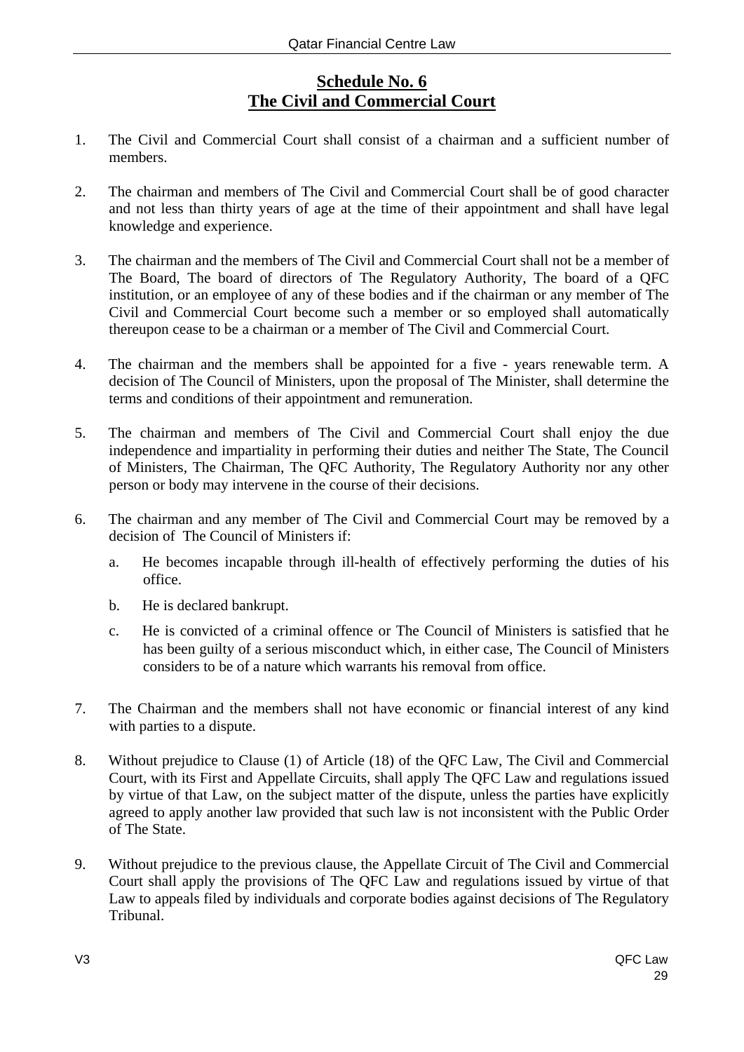## Schedule No. 6
## The Civil and Commercial Court

1. The Civil and Commercial Court shall consist of a chairman and a sufficient number of members.

2. The chairman and members of The Civil and Commercial Court shall be of good character and not less than thirty years of age at the time of their appointment and shall have legal knowledge and experience.

3. The chairman and the members of The Civil and Commercial Court shall not be a member of The Board, The board of directors of The Regulatory Authority, The board of a QFC institution, or an employee of any of these bodies and if the chairman or any member of The Civil and Commercial Court become such a member or so employed shall automatically thereupon cease to be a chairman or a member of The Civil and Commercial Court.

4. The chairman and the members shall be appointed for a five - years renewable term. A decision of The Council of Ministers, upon the proposal of The Minister, shall determine the terms and conditions of their appointment and remuneration.

5. The chairman and members of The Civil and Commercial Court shall enjoy the due independence and impartiality in performing their duties and neither The State, The Council of Ministers, The Chairman, The QFC Authority, The Regulatory Authority nor any other person or body may intervene in the course of their decisions.

6. The chairman and any member of The Civil and Commercial Court may be removed by a decision of The Council of Ministers if:

   a. He becomes incapable through ill-health of effectively performing the duties of his office.

   b. He is declared bankrupt.

   c. He is convicted of a criminal offence or The Council of Ministers is satisfied that he has been guilty of a serious misconduct which, in either case, The Council of Ministers considers to be of a nature which warrants his removal from office.

7. The Chairman and the members shall not have economic or financial interest of any kind with parties to a dispute.

8. Without prejudice to Clause (1) of Article (18) of the QFC Law, The Civil and Commercial Court, with its First and Appellate Circuits, shall apply The QFC Law and regulations issued by virtue of that Law, on the subject matter of the dispute, unless the parties have explicitly agreed to apply another law provided that such law is not inconsistent with the Public Order of The State.

9. Without prejudice to the previous clause, the Appellate Circuit of The Civil and Commercial Court shall apply the provisions of The QFC Law and regulations issued by virtue of that Law to appeals filed by individuals and corporate bodies against decisions of The Regulatory Tribunal.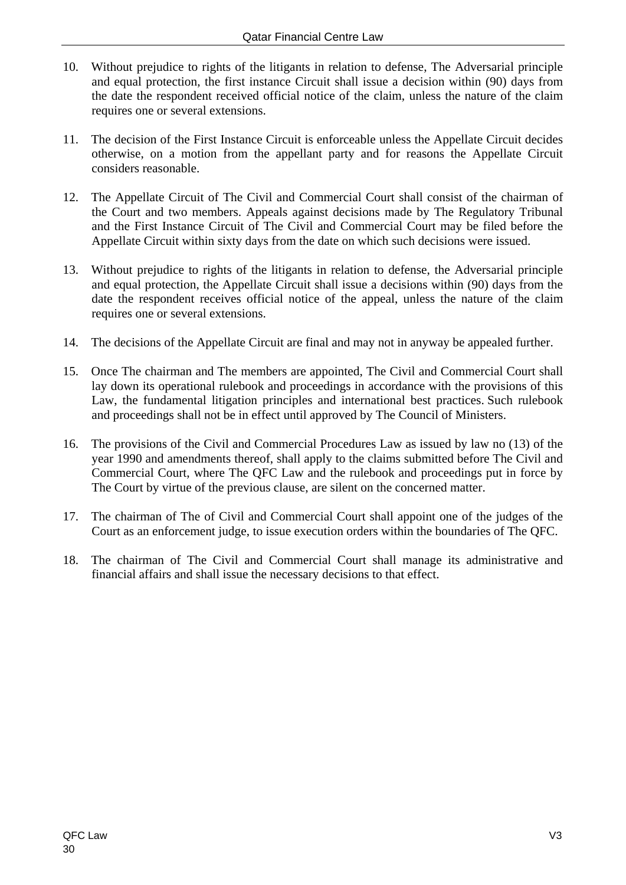10. Without prejudice to rights of the litigants in relation to defense, The Adversarial principle and equal protection, the first instance Circuit shall issue a decision within (90) days from the date the respondent received official notice of the claim, unless the nature of the claim requires one or several extensions.

11. The decision of the First Instance Circuit is enforceable unless the Appellate Circuit decides otherwise, on a motion from the appellant party and for reasons the Appellate Circuit considers reasonable.

12. The Appellate Circuit of The Civil and Commercial Court shall consist of the chairman of the Court and two members. Appeals against decisions made by The Regulatory Tribunal and the First Instance Circuit of The Civil and Commercial Court may be filed before the Appellate Circuit within sixty days from the date on which such decisions were issued.

13. Without prejudice to rights of the litigants in relation to defense, the Adversarial principle and equal protection, the Appellate Circuit shall issue a decisions within (90) days from the date the respondent receives official notice of the appeal, unless the nature of the claim requires one or several extensions.

14. The decisions of the Appellate Circuit are final and may not in anyway be appealed further.

15. Once The chairman and The members are appointed, The Civil and Commercial Court shall lay down its operational rulebook and proceedings in accordance with the provisions of this Law, the fundamental litigation principles and international best practices. Such rulebook and proceedings shall not be in effect until approved by The Council of Ministers.

16. The provisions of the Civil and Commercial Procedures Law as issued by law no (13) of the year 1990 and amendments thereof, shall apply to the claims submitted before The Civil and Commercial Court, where The QFC Law and the rulebook and proceedings put in force by The Court by virtue of the previous clause, are silent on the concerned matter.

17. The chairman of The of Civil and Commercial Court shall appoint one of the judges of the Court as an enforcement judge, to issue execution orders within the boundaries of The QFC.

18. The chairman of The Civil and Commercial Court shall manage its administrative and financial affairs and shall issue the necessary decisions to that effect.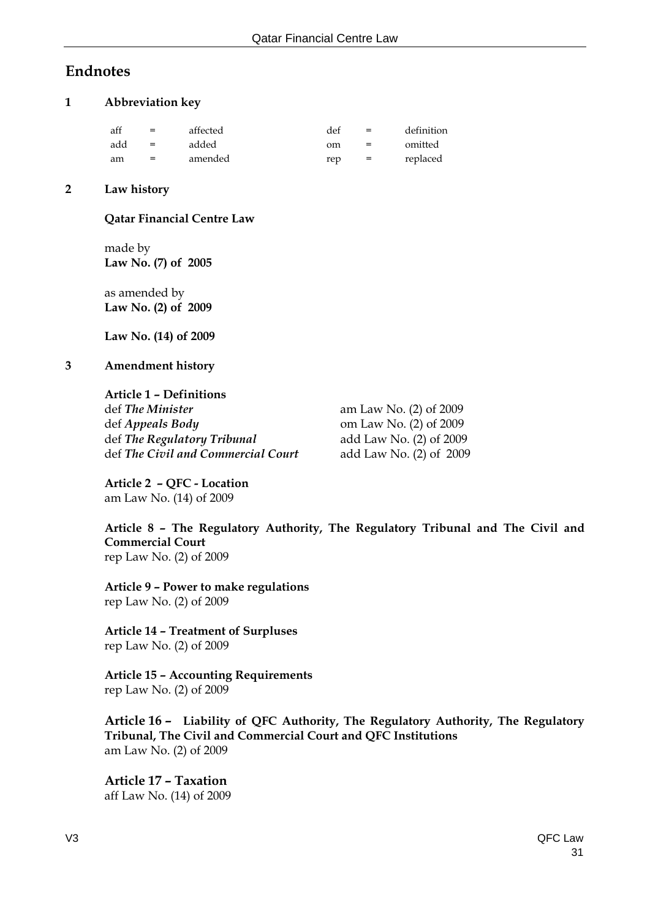# Endnotes

## 1 Abbreviation key

| | | | | | |
|---|---|---|---|---|---|
| aff | = | affected | def | = | definition |
| add | = | added | om | = | omitted |
| am | = | amended | rep | = | replaced |

## 2 Law history

**Qatar Financial Centre Law**

made by
**Law No. (7) of 2005**

as amended by
**Law No. (2) of 2009**

**Law No. (14) of 2009**

## 3 Amendment history

**Article 1 – Definitions**

| | |
|---|---|
| def ***The Minister*** | am Law No. (2) of 2009 |
| def ***Appeals Body*** | om Law No. (2) of 2009 |
| def ***The Regulatory Tribunal*** | add Law No. (2) of 2009 |
| def ***The Civil and Commercial Court*** | add Law No. (2) of 2009 |

**Article 2 – QFC - Location**
am Law No. (14) of 2009

**Article 8 – The Regulatory Authority, The Regulatory Tribunal and The Civil and Commercial Court**
rep Law No. (2) of 2009

**Article 9 – Power to make regulations**
rep Law No. (2) of 2009

**Article 14 – Treatment of Surpluses**
rep Law No. (2) of 2009

**Article 15 – Accounting Requirements**
rep Law No. (2) of 2009

**Article 16 – Liability of QFC Authority, The Regulatory Authority, The Regulatory Tribunal, The Civil and Commercial Court and QFC Institutions**
am Law No. (2) of 2009

**Article 17 – Taxation**
aff Law No. (14) of 2009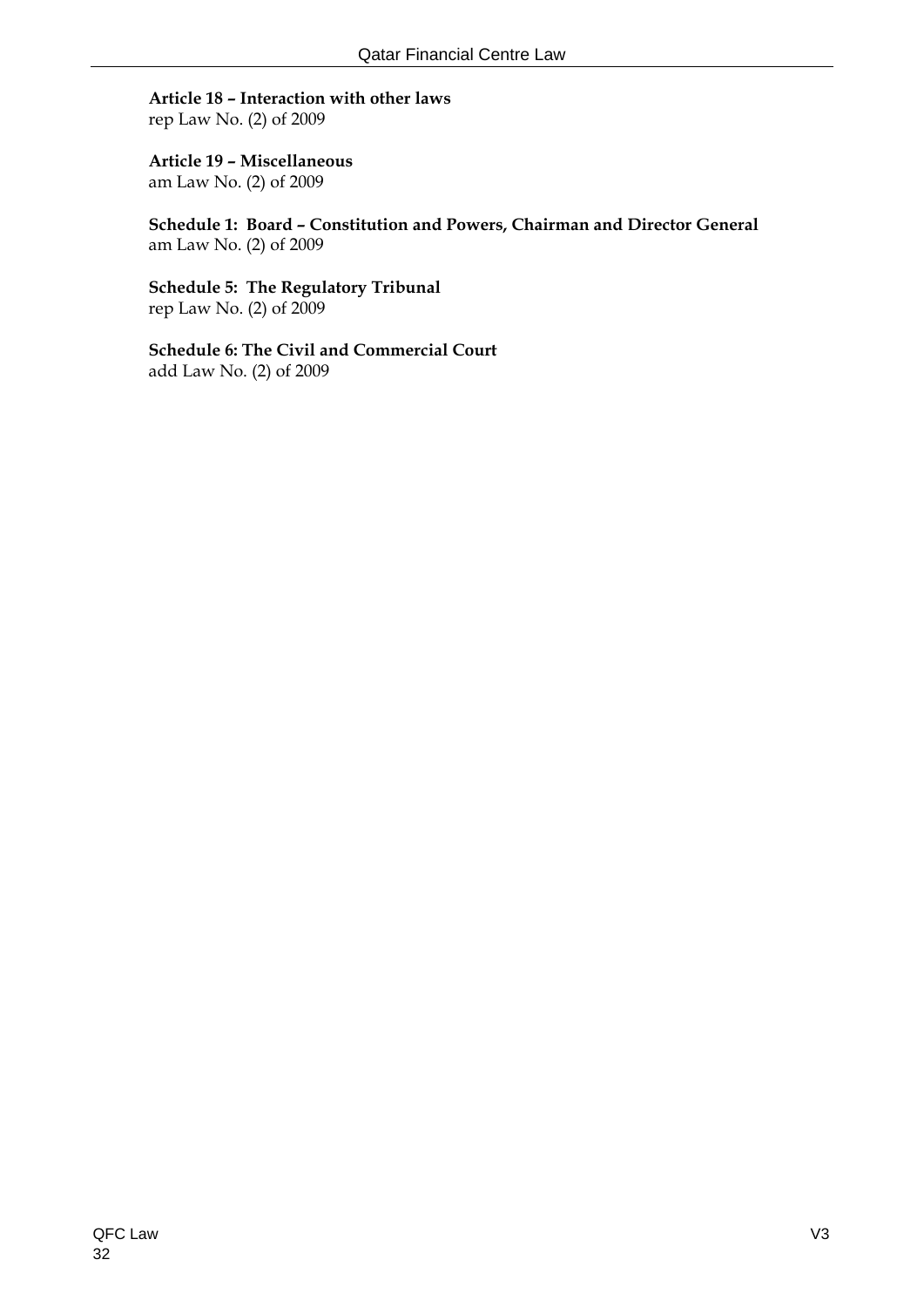**Article 18 – Interaction with other laws**
rep Law No. (2) of 2009

**Article 19 – Miscellaneous**
am Law No. (2) of 2009

**Schedule 1: Board – Constitution and Powers, Chairman and Director General**
am Law No. (2) of 2009

**Schedule 5: The Regulatory Tribunal**
rep Law No. (2) of 2009

**Schedule 6: The Civil and Commercial Court**
add Law No. (2) of 2009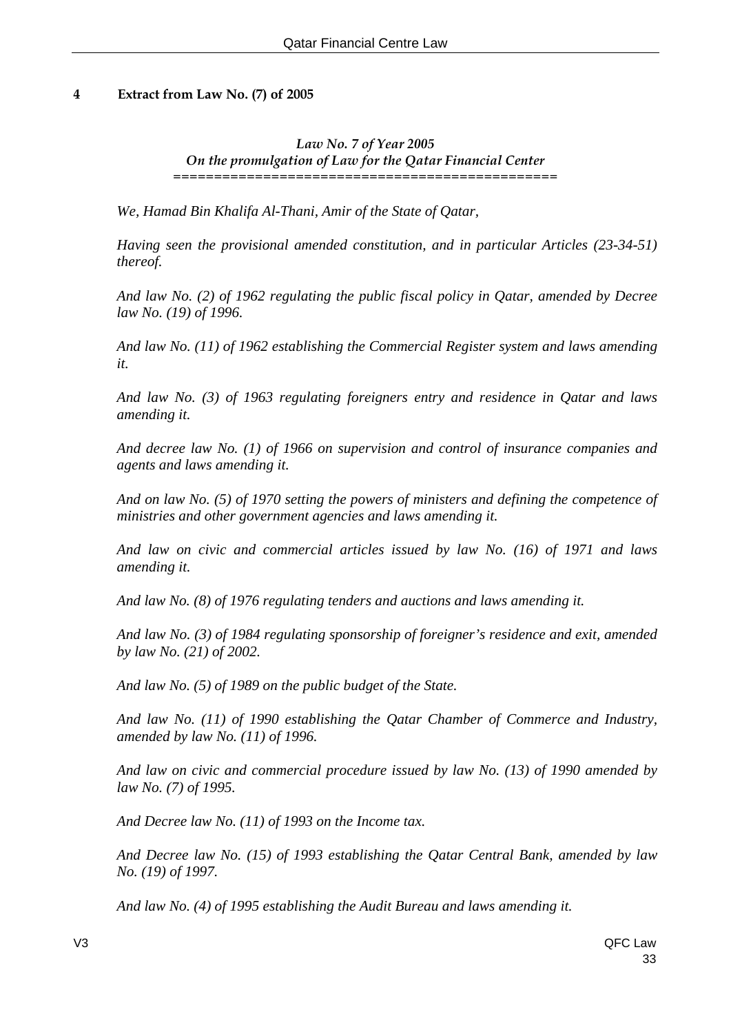## 4 Extract from Law No. (7) of 2005

*Law No. 7 of Year 2005*
*On the promulgation of Law for the Qatar Financial Center*
===============================================

*We, Hamad Bin Khalifa Al-Thani, Amir of the State of Qatar,*

*Having seen the provisional amended constitution, and in particular Articles (23-34-51) thereof.*

*And law No. (2) of 1962 regulating the public fiscal policy in Qatar, amended by Decree law No. (19) of 1996.*

*And law No. (11) of 1962 establishing the Commercial Register system and laws amending it.*

*And law No. (3) of 1963 regulating foreigners entry and residence in Qatar and laws amending it.*

*And decree law No. (1) of 1966 on supervision and control of insurance companies and agents and laws amending it.*

*And on law No. (5) of 1970 setting the powers of ministers and defining the competence of ministries and other government agencies and laws amending it.*

*And law on civic and commercial articles issued by law No. (16) of 1971 and laws amending it.*

*And law No. (8) of 1976 regulating tenders and auctions and laws amending it.*

*And law No. (3) of 1984 regulating sponsorship of foreigner's residence and exit, amended by law No. (21) of 2002.*

*And law No. (5) of 1989 on the public budget of the State.*

*And law No. (11) of 1990 establishing the Qatar Chamber of Commerce and Industry, amended by law No. (11) of 1996.*

*And law on civic and commercial procedure issued by law No. (13) of 1990 amended by law No. (7) of 1995.*

*And Decree law No. (11) of 1993 on the Income tax.*

*And Decree law No. (15) of 1993 establishing the Qatar Central Bank, amended by law No. (19) of 1997.*

*And law No. (4) of 1995 establishing the Audit Bureau and laws amending it.*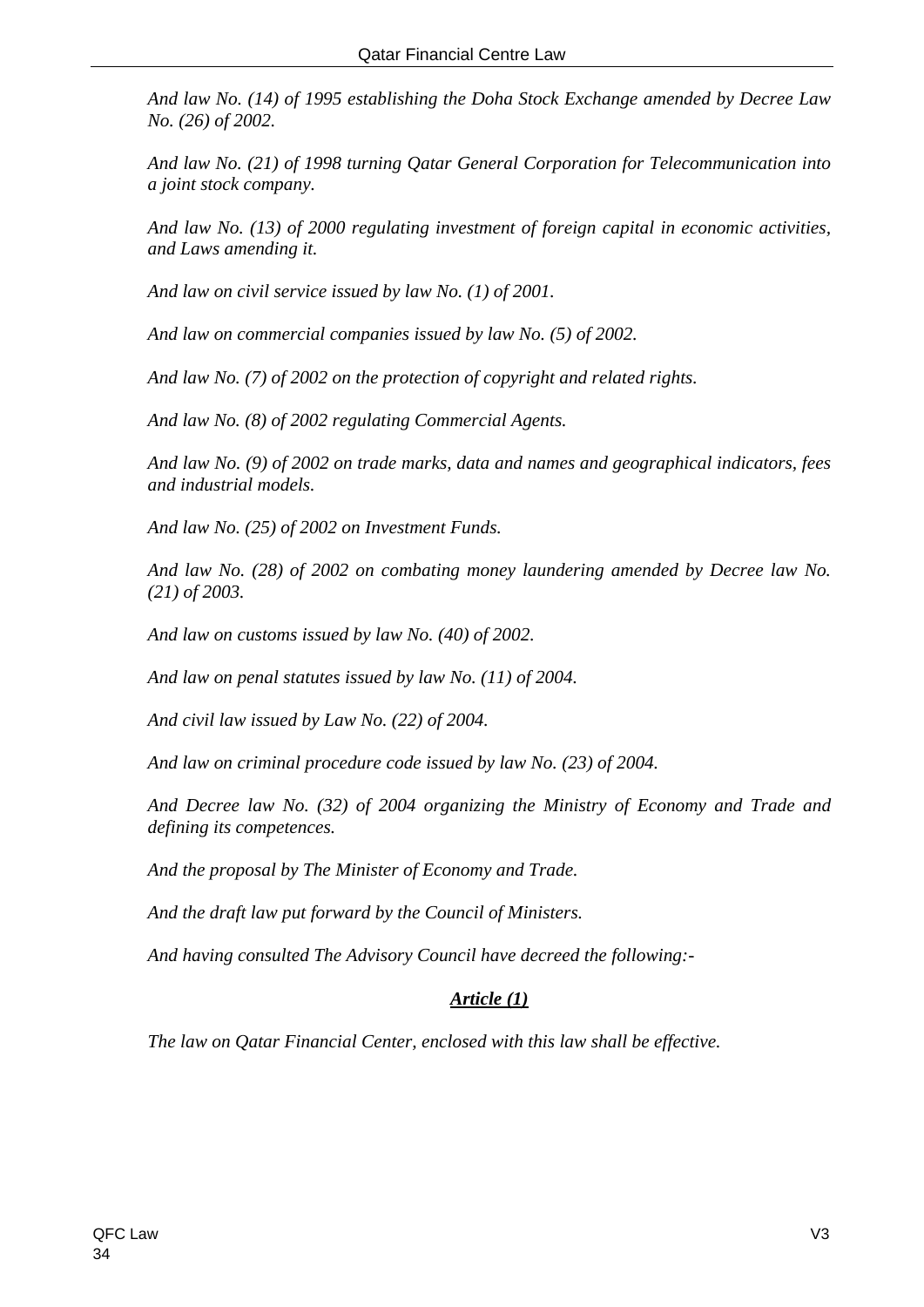*And law No. (14) of 1995 establishing the Doha Stock Exchange amended by Decree Law No. (26) of 2002.*

*And law No. (21) of 1998 turning Qatar General Corporation for Telecommunication into a joint stock company.*

*And law No. (13) of 2000 regulating investment of foreign capital in economic activities, and Laws amending it.*

*And law on civil service issued by law No. (1) of 2001.*

*And law on commercial companies issued by law No. (5) of 2002.*

*And law No. (7) of 2002 on the protection of copyright and related rights.*

*And law No. (8) of 2002 regulating Commercial Agents.*

*And law No. (9) of 2002 on trade marks, data and names and geographical indicators, fees and industrial models.*

*And law No. (25) of 2002 on Investment Funds.*

*And law No. (28) of 2002 on combating money laundering amended by Decree law No. (21) of 2003.*

*And law on customs issued by law No. (40) of 2002.*

*And law on penal statutes issued by law No. (11) of 2004.*

*And civil law issued by Law No. (22) of 2004.*

*And law on criminal procedure code issued by law No. (23) of 2004.*

*And Decree law No. (32) of 2004 organizing the Ministry of Economy and Trade and defining its competences.*

*And the proposal by The Minister of Economy and Trade.*

*And the draft law put forward by the Council of Ministers.*

*And having consulted The Advisory Council have decreed the following:-*

## ***Article (1)***

*The law on Qatar Financial Center, enclosed with this law shall be effective.*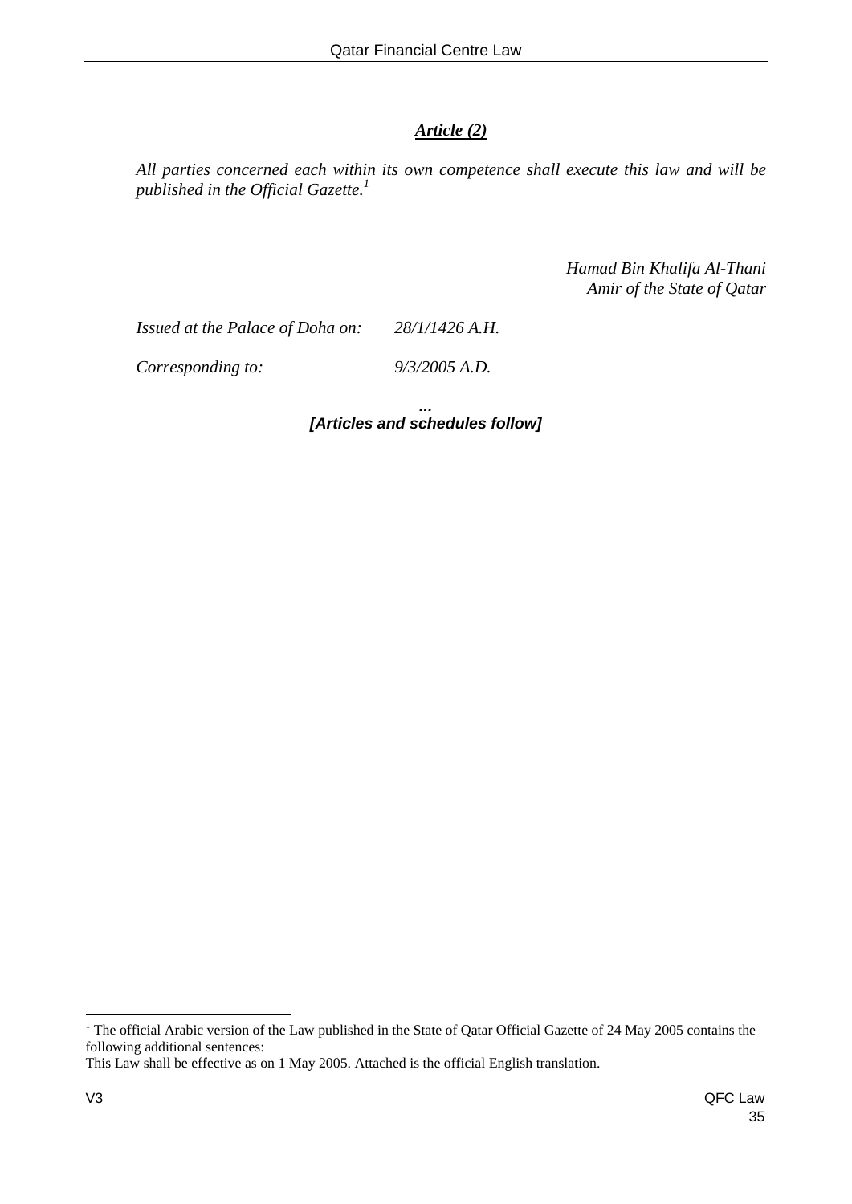### ***Article (2)***

*All parties concerned each within its own competence shall execute this law and will be published in the Official Gazette.*[1]

*Hamad Bin Khalifa Al-Thani*
*Amir of the State of Qatar*

*Issued at the Palace of Doha on: 28/1/1426 A.H.*

*Corresponding to: 9/3/2005 A.D.*

***...***
***[Articles and schedules follow]***

---

[1] The official Arabic version of the Law published in the State of Qatar Official Gazette of 24 May 2005 contains the following additional sentences:
This Law shall be effective as on 1 May 2005. Attached is the official English translation.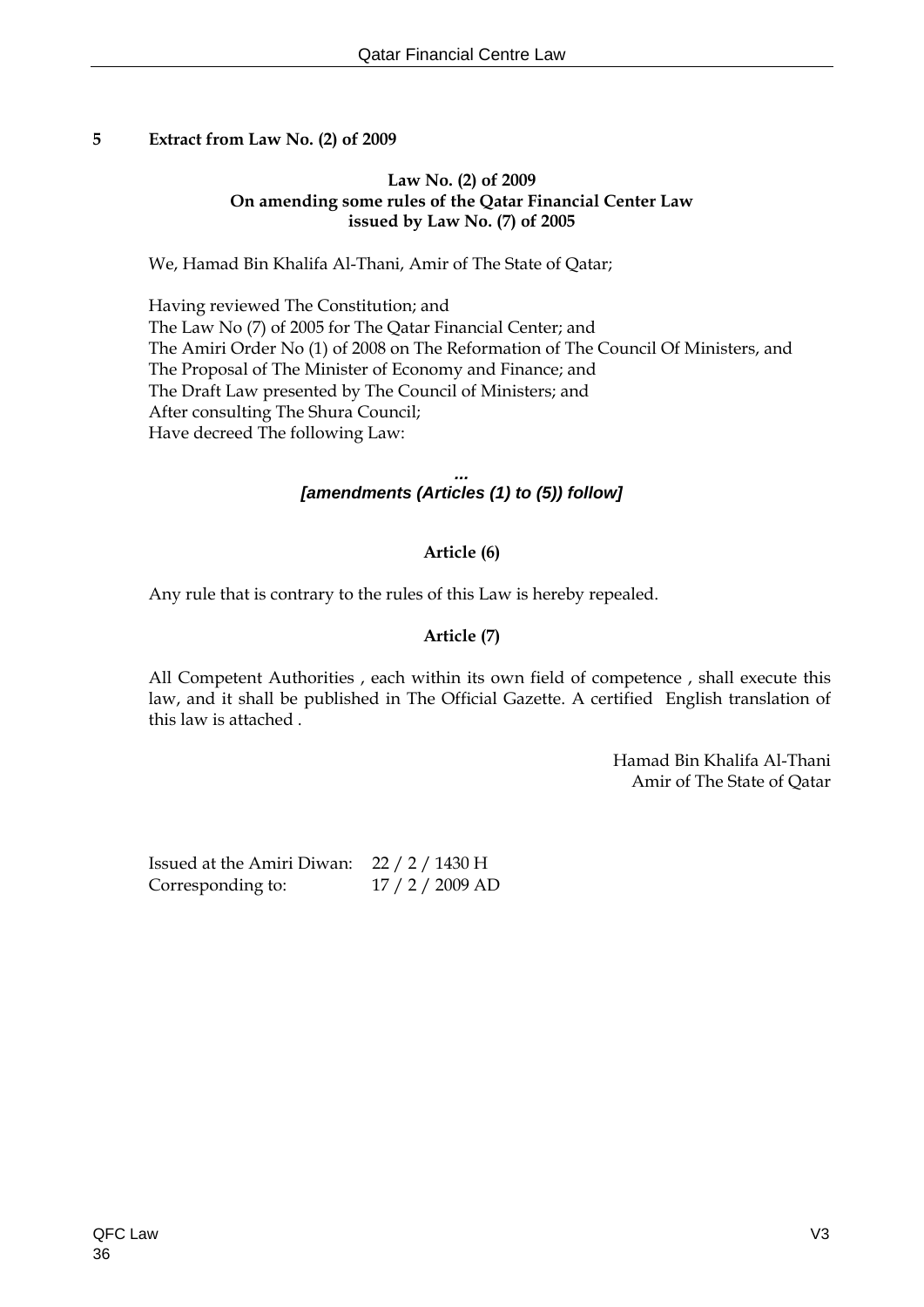## 5 Extract from Law No. (2) of 2009

**Law No. (2) of 2009**
**On amending some rules of the Qatar Financial Center Law**
**issued by Law No. (7) of 2005**

We, Hamad Bin Khalifa Al-Thani, Amir of The State of Qatar;

Having reviewed The Constitution; and
The Law No (7) of 2005 for The Qatar Financial Center; and
The Amiri Order No (1) of 2008 on The Reformation of The Council Of Ministers, and
The Proposal of The Minister of Economy and Finance; and
The Draft Law presented by The Council of Ministers; and
After consulting The Shura Council;
Have decreed The following Law:

***...***
***[amendments (Articles (1) to (5)) follow]***

**Article (6)**

Any rule that is contrary to the rules of this Law is hereby repealed.

**Article (7)**

All Competent Authorities , each within its own field of competence , shall execute this law, and it shall be published in The Official Gazette. A certified English translation of this law is attached .

Hamad Bin Khalifa Al-Thani
Amir of The State of Qatar

Issued at the Amiri Diwan: 22 / 2 / 1430 H
Corresponding to: 17 / 2 / 2009 AD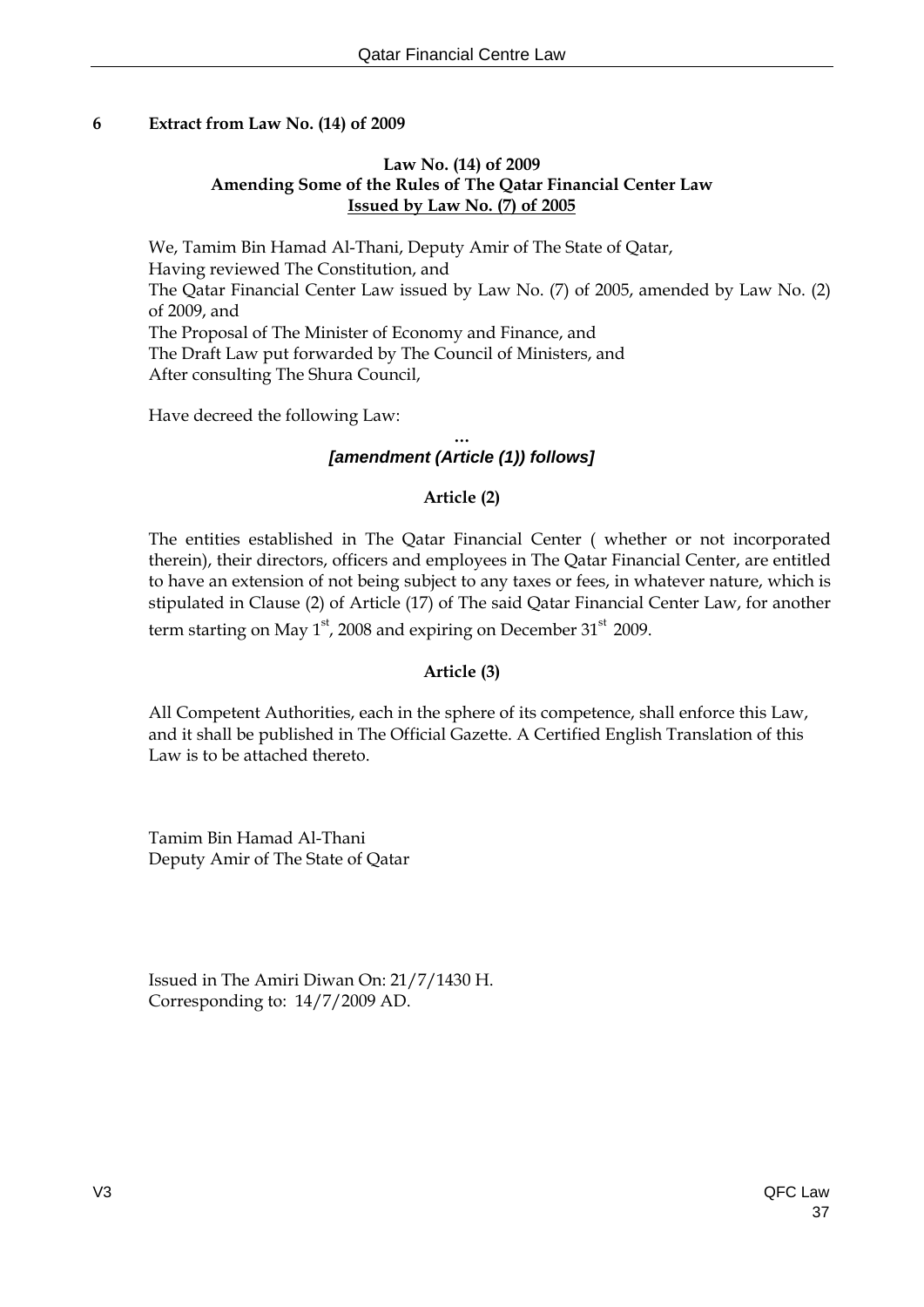## 6 Extract from Law No. (14) of 2009

**Law No. (14) of 2009**
**Amending Some of the Rules of The Qatar Financial Center Law**
**Issued by Law No. (7) of 2005**

We, Tamim Bin Hamad Al-Thani, Deputy Amir of The State of Qatar,
Having reviewed The Constitution, and
The Qatar Financial Center Law issued by Law No. (7) of 2005, amended by Law No. (2) of 2009, and
The Proposal of The Minister of Economy and Finance, and
The Draft Law put forward by The Council of Ministers, and
After consulting The Shura Council,

Have decreed the following Law:

…

***[amendment (Article (1)) follows]***

**Article (2)**

The entities established in The Qatar Financial Center ( whether or not incorporated therein), their directors, officers and employees in The Qatar Financial Center, are entitled to have an extension of not being subject to any taxes or fees, in whatever nature, which is stipulated in Clause (2) of Article (17) of The said Qatar Financial Center Law, for another term starting on May 1st, 2008 and expiring on December 31st 2009.

**Article (3)**

All Competent Authorities, each in the sphere of its competence, shall enforce this Law, and it shall be published in The Official Gazette. A Certified English Translation of this Law is to be attached thereto.

Tamim Bin Hamad Al-Thani
Deputy Amir of The State of Qatar

Issued in The Amiri Diwan On: 21/7/1430 H.
Corresponding to: 14/7/2009 AD.